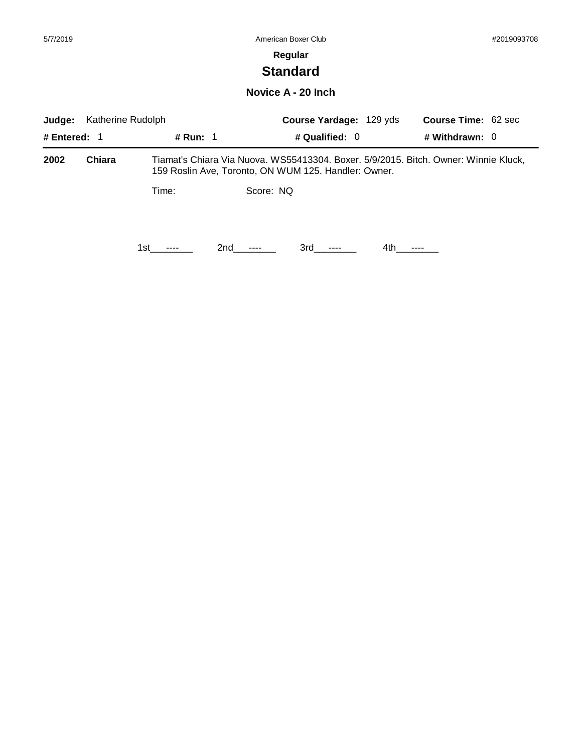**Regular**

# Standard

## Novice A - 20 Inch

**Judge:** Katherine Rudolph **Course Yardage:** 129 yds **Course Time:** 62 sec

**# Entered:** 1 **# Run:** 1 **# Qualified:** 0 **# Withdrawn:** 0

**2002** **Chiara** Tiamat's Chiara Via Nuova. WS55413304. Boxer. 5/9/2015. Bitch. Owner: Winnie Kluck, 159 Roslin Ave, Toronto, ON WUM 125. Handler: Owner.

Time: Score: NQ

1st ---- 2nd ---- 3rd ---- 4th ----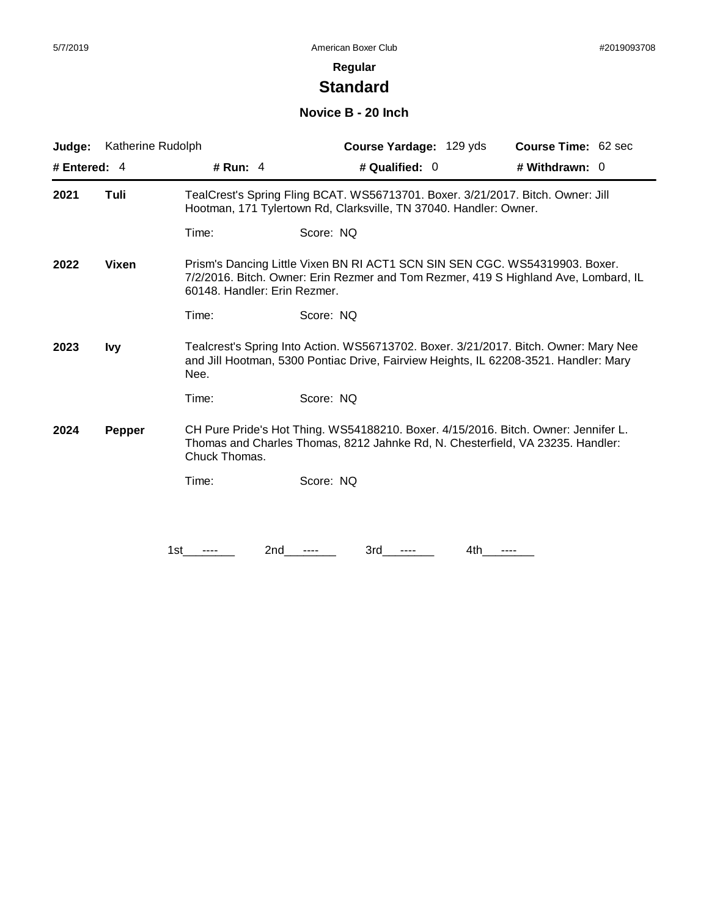**Regular**

## Standard

### Novice B - 20 Inch

**Judge:** Katherine Rudolph **Course Yardage:** 129 yds **Course Time:** 62 sec

**# Entered:** 4 **# Run:** 4 **# Qualified:** 0 **# Withdrawn:** 0

---

**2021** **Tuli**

TealCrest's Spring Fling BCAT. WS56713701. Boxer. 3/21/2017. Bitch. Owner: Jill Hootman, 171 Tylertown Rd, Clarksville, TN 37040. Handler: Owner.

Time: Score: NQ

**2022** **Vixen**

Prism's Dancing Little Vixen BN RI ACT1 SCN SIN SEN CGC. WS54319903. Boxer. 7/2/2016. Bitch. Owner: Erin Rezmer and Tom Rezmer, 419 S Highland Ave, Lombard, IL 60148. Handler: Erin Rezmer.

Time: Score: NQ

**2023** **Ivy**

Tealcrest's Spring Into Action. WS56713702. Boxer. 3/21/2017. Bitch. Owner: Mary Nee and Jill Hootman, 5300 Pontiac Drive, Fairview Heights, IL 62208-3521. Handler: Mary Nee.

Time: Score: NQ

**2024** **Pepper**

CH Pure Pride's Hot Thing. WS54188210. Boxer. 4/15/2016. Bitch. Owner: Jennifer L. Thomas and Charles Thomas, 8212 Jahnke Rd, N. Chesterfield, VA 23235. Handler: Chuck Thomas.

Time: Score: NQ

1st\_\_\_----\_\_\_ 2nd\_\_\_----\_\_\_ 3rd\_\_\_----\_\_\_ 4th\_\_\_----\_\_\_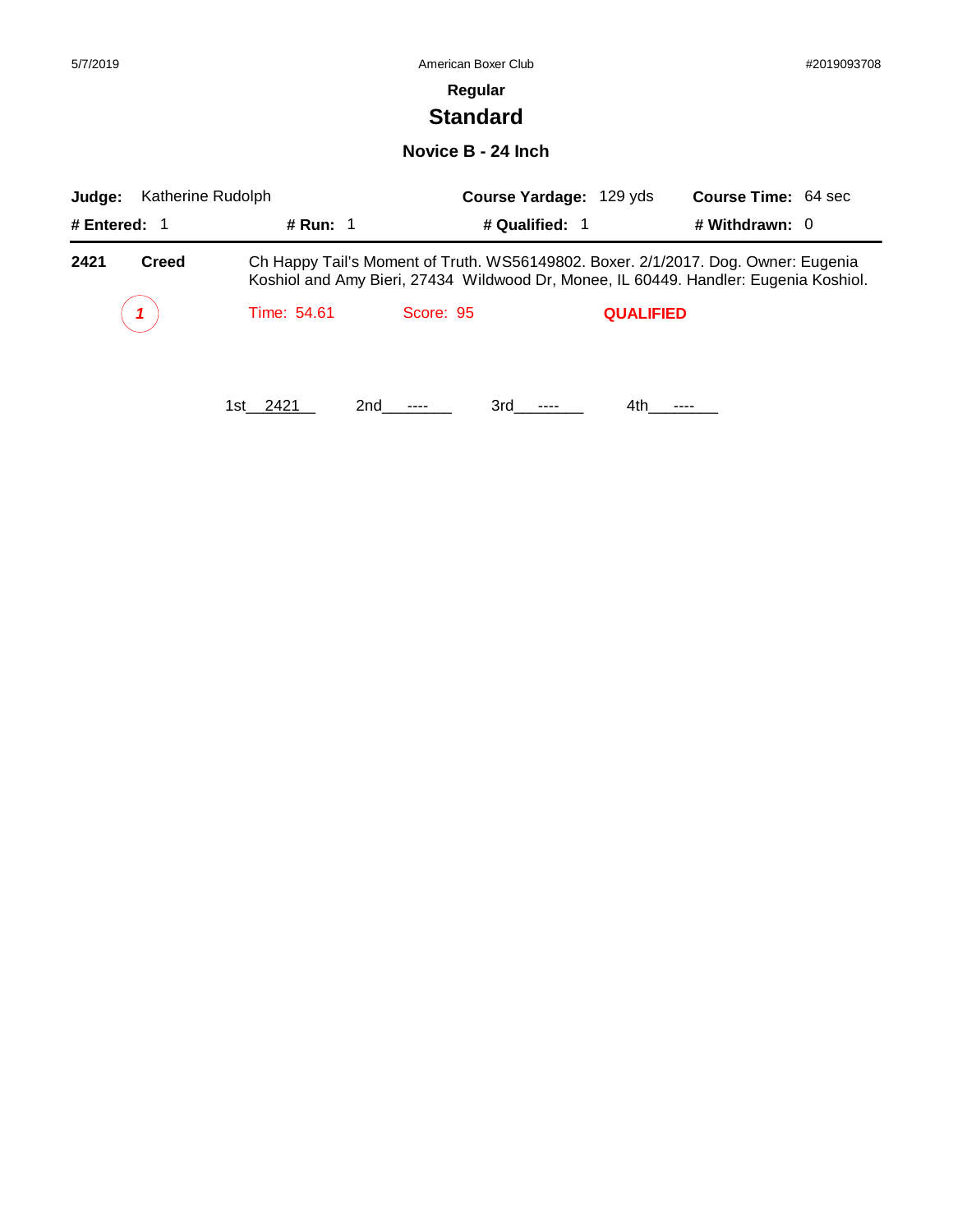5/7/2019 American Boxer Club #2019093708

**Regular**

# Standard

### Novice B - 24 Inch

**Judge:** Katherine Rudolph **Course Yardage:** 129 yds **Course Time:** 64 sec

**# Entered:** 1 **# Run:** 1 **# Qualified:** 1 **# Withdrawn:** 0

---

**2421** **Creed** Ch Happy Tail's Moment of Truth. WS56149802. Boxer. 2/1/2017. Dog. Owner: Eugenia Koshiol and Amy Bieri, 27434 Wildwood Dr, Monee, IL 60449. Handler: Eugenia Koshiol.

*1* Time: 54.61 Score: 95 **QUALIFIED**

1st__2421__ 2nd__----__ 3rd__----__ 4th__----__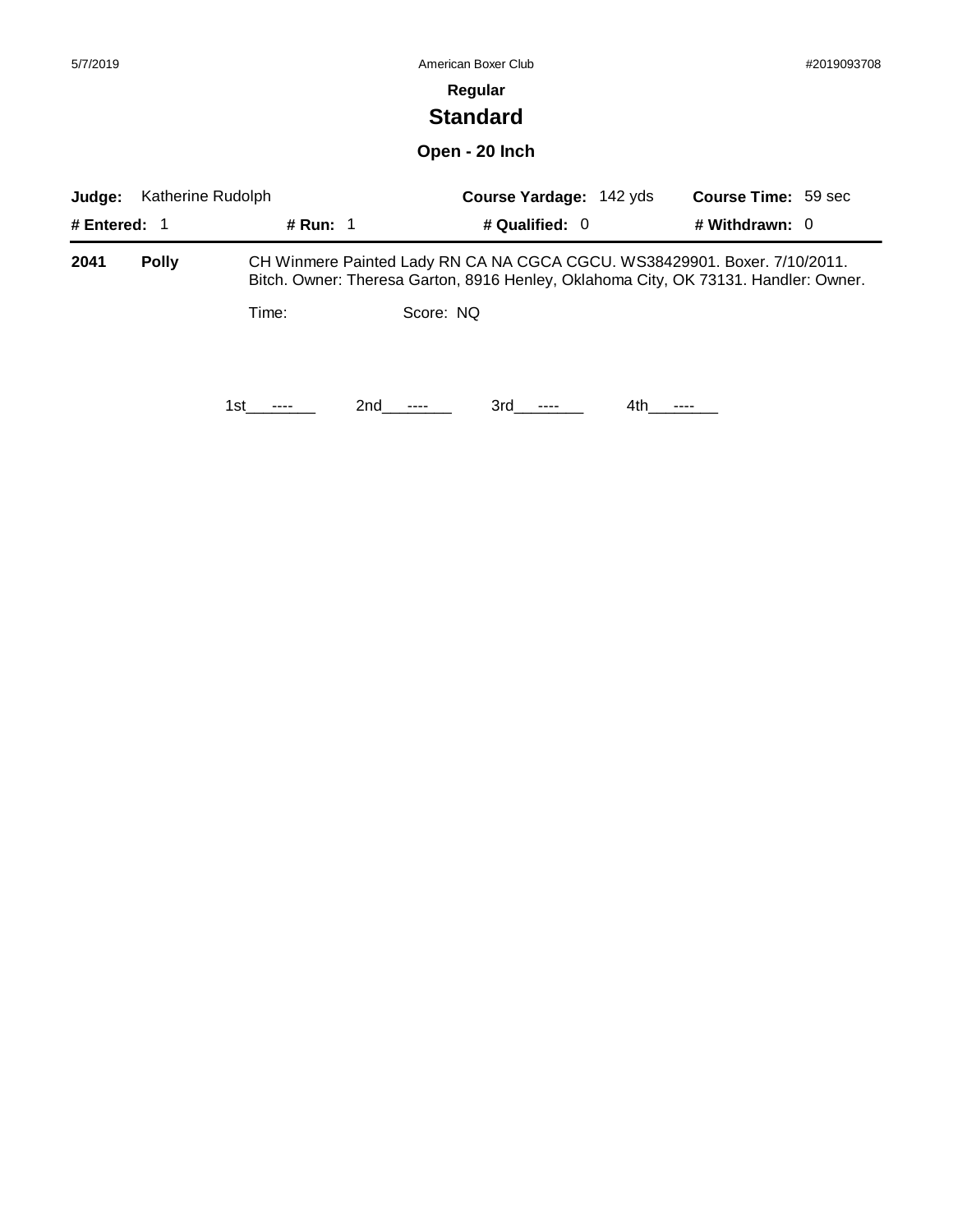**Regular**

## Standard

### Open - 20 Inch

**Judge:** Katherine Rudolph **Course Yardage:** 142 yds **Course Time:** 59 sec

**# Entered:** 1 **# Run:** 1 **# Qualified:** 0 **# Withdrawn:** 0

**2041** **Polly** CH Winmere Painted Lady RN CA NA CGCA CGCU. WS38429901. Boxer. 7/10/2011. Bitch. Owner: Theresa Garton, 8916 Henley, Oklahoma City, OK 73131. Handler: Owner.

Time: Score: NQ

1st\_\_\_----\_\_\_ 2nd\_\_\_----\_\_\_ 3rd\_\_\_----\_\_\_ 4th\_\_\_----\_\_\_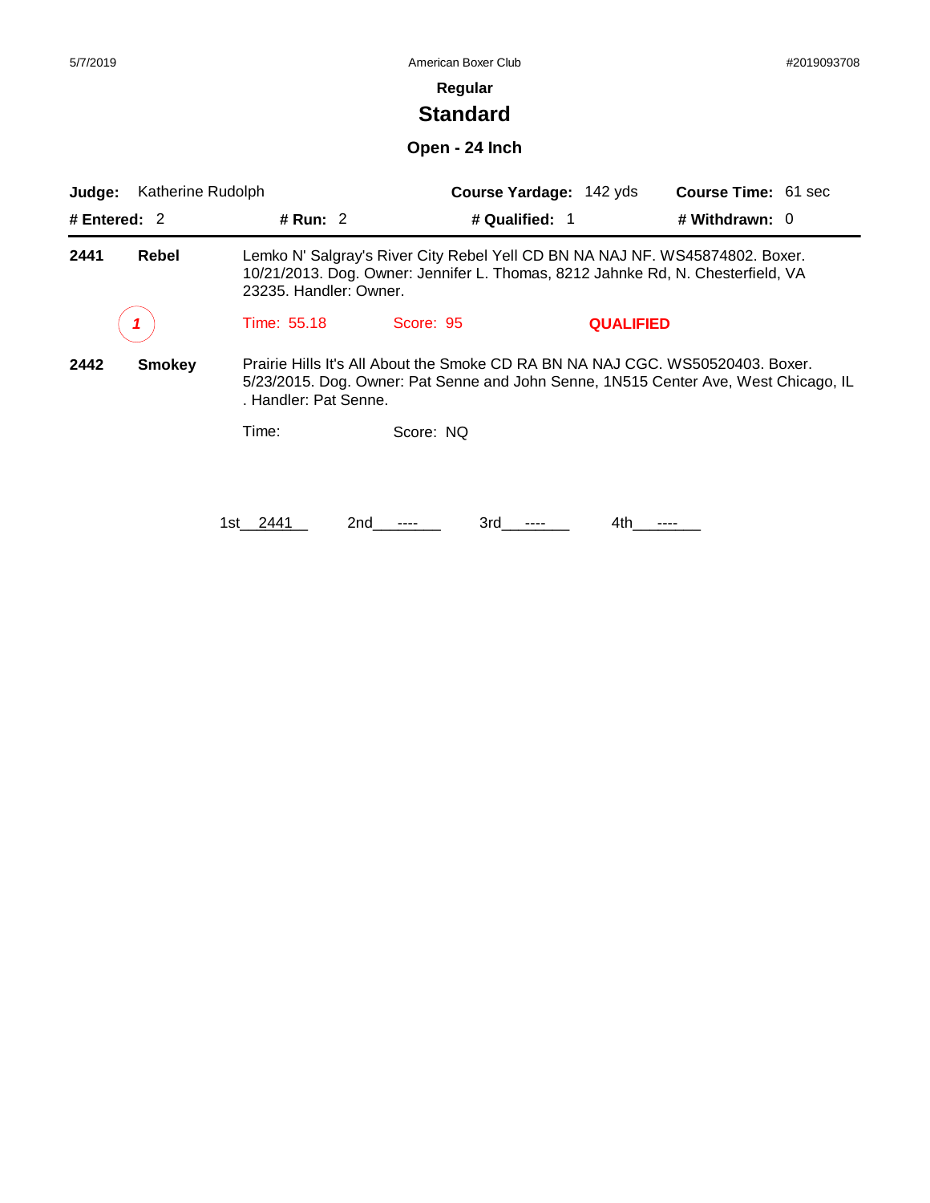## Regular

# Standard

### Open - 24 Inch

**Judge:** Katherine Rudolph **Course Yardage:** 142 yds **Course Time:** 61 sec

**# Entered:** 2 **# Run:** 2 **# Qualified:** 1 **# Withdrawn:** 0

---

**2441** **Rebel** Lemko N' Salgray's River City Rebel Yell CD BN NA NAJ NF. WS45874802. Boxer. 10/21/2013. Dog. Owner: Jennifer L. Thomas, 8212 Jahnke Rd, N. Chesterfield, VA 23235. Handler: Owner.

*1* Time: 55.18 Score: 95 **QUALIFIED**

**2442** **Smokey** Prairie Hills It's All About the Smoke CD RA BN NA NAJ CGC. WS50520403. Boxer. 5/23/2015. Dog. Owner: Pat Senne and John Senne, 1N515 Center Ave, West Chicago, IL . Handler: Pat Senne.

Time: Score: NQ

1st 2441 2nd ---- 3rd ---- 4th ----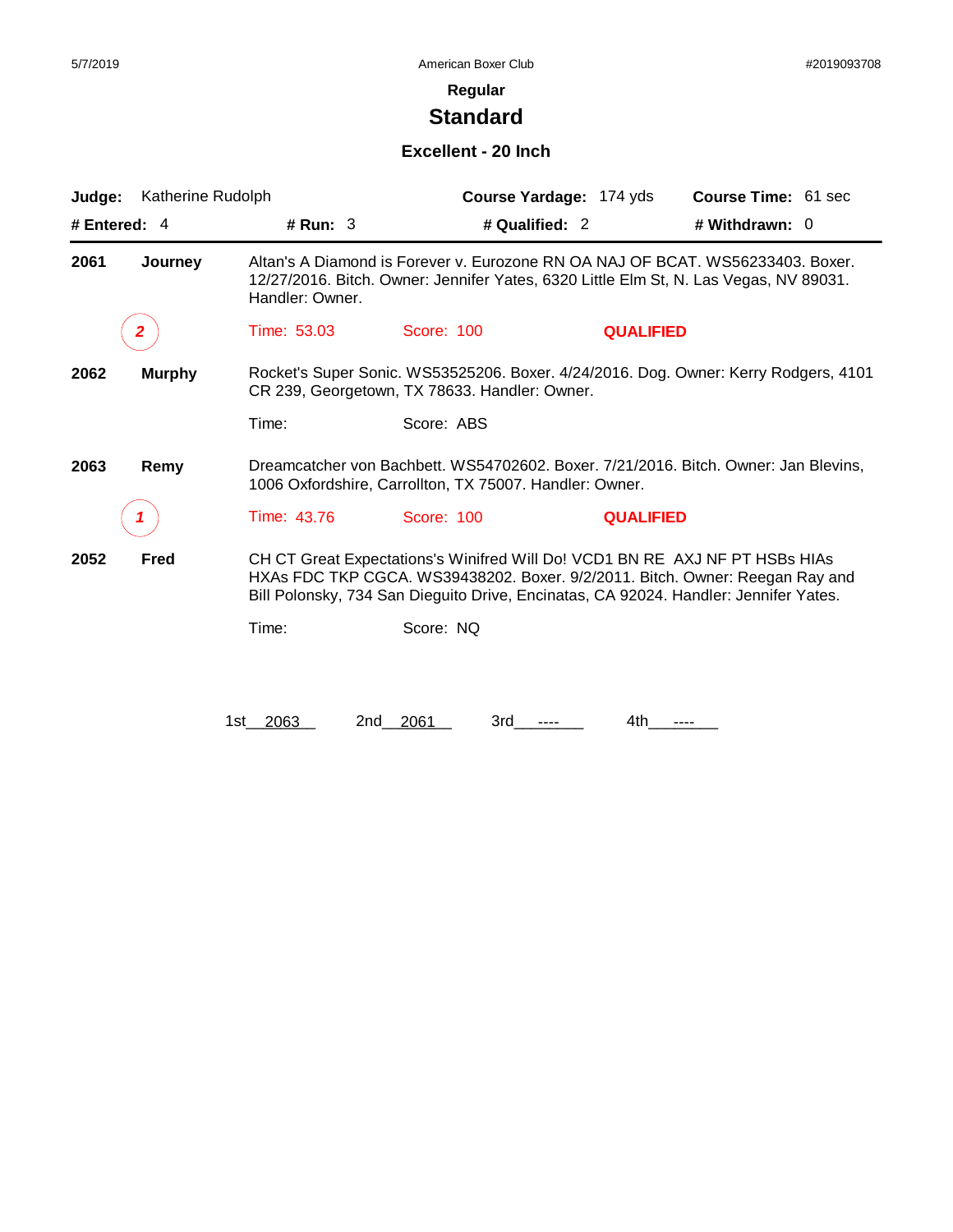5/7/2019 American Boxer Club #2019093708

### Regular

# Standard

### Excellent - 20 Inch

**Judge:** Katherine Rudolph **Course Yardage:** 174 yds **Course Time:** 61 sec

**# Entered:** 4 **# Run:** 3 **# Qualified:** 2 **# Withdrawn:** 0

---

**2061** **Journey** Altan's A Diamond is Forever v. Eurozone RN OA NAJ OF BCAT. WS56233403. Boxer. 12/27/2016. Bitch. Owner: Jennifer Yates, 6320 Little Elm St, N. Las Vegas, NV 89031. Handler: Owner.

*2* Time: 53.03 Score: 100 **QUALIFIED**

**2062** **Murphy** Rocket's Super Sonic. WS53525206. Boxer. 4/24/2016. Dog. Owner: Kerry Rodgers, 4101 CR 239, Georgetown, TX 78633. Handler: Owner.

Time: Score: ABS

**2063** **Remy** Dreamcatcher von Bachbett. WS54702602. Boxer. 7/21/2016. Bitch. Owner: Jan Blevins, 1006 Oxfordshire, Carrollton, TX 75007. Handler: Owner.

*1* Time: 43.76 Score: 100 **QUALIFIED**

**2052** **Fred** CH CT Great Expectations's Winifred Will Do! VCD1 BN RE AXJ NF PT HSBs HIAs HXAs FDC TKP CGCA. WS39438202. Boxer. 9/2/2011. Bitch. Owner: Reegan Ray and Bill Polonsky, 734 San Dieguito Drive, Encinatas, CA 92024. Handler: Jennifer Yates.

Time: Score: NQ

1st 2063 2nd 2061 3rd ---- 4th ----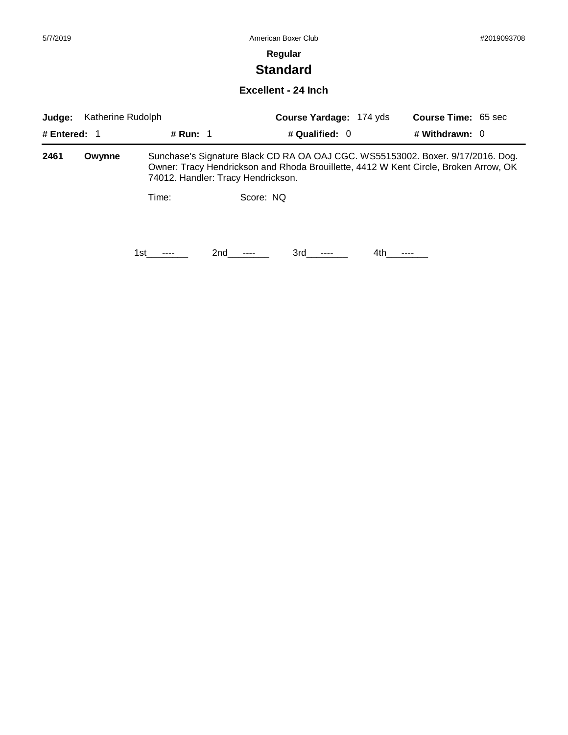5/7/2019 American Boxer Club #2019093708

**Regular**

# Standard

### Excellent - 24 Inch

**Judge:** Katherine Rudolph **Course Yardage:** 174 yds **Course Time:** 65 sec

**# Entered:** 1 **# Run:** 1 **# Qualified:** 0 **# Withdrawn:** 0

---

**2461** **Owynne** Sunchase's Signature Black CD RA OA OAJ CGC. WS55153002. Boxer. 9/17/2016. Dog. Owner: Tracy Hendrickson and Rhoda Brouillette, 4412 W Kent Circle, Broken Arrow, OK 74012. Handler: Tracy Hendrickson.

Time: Score: NQ

1st\_\_\_----\_\_\_ 2nd\_\_\_----\_\_\_ 3rd\_\_\_----\_\_\_ 4th\_\_\_----\_\_\_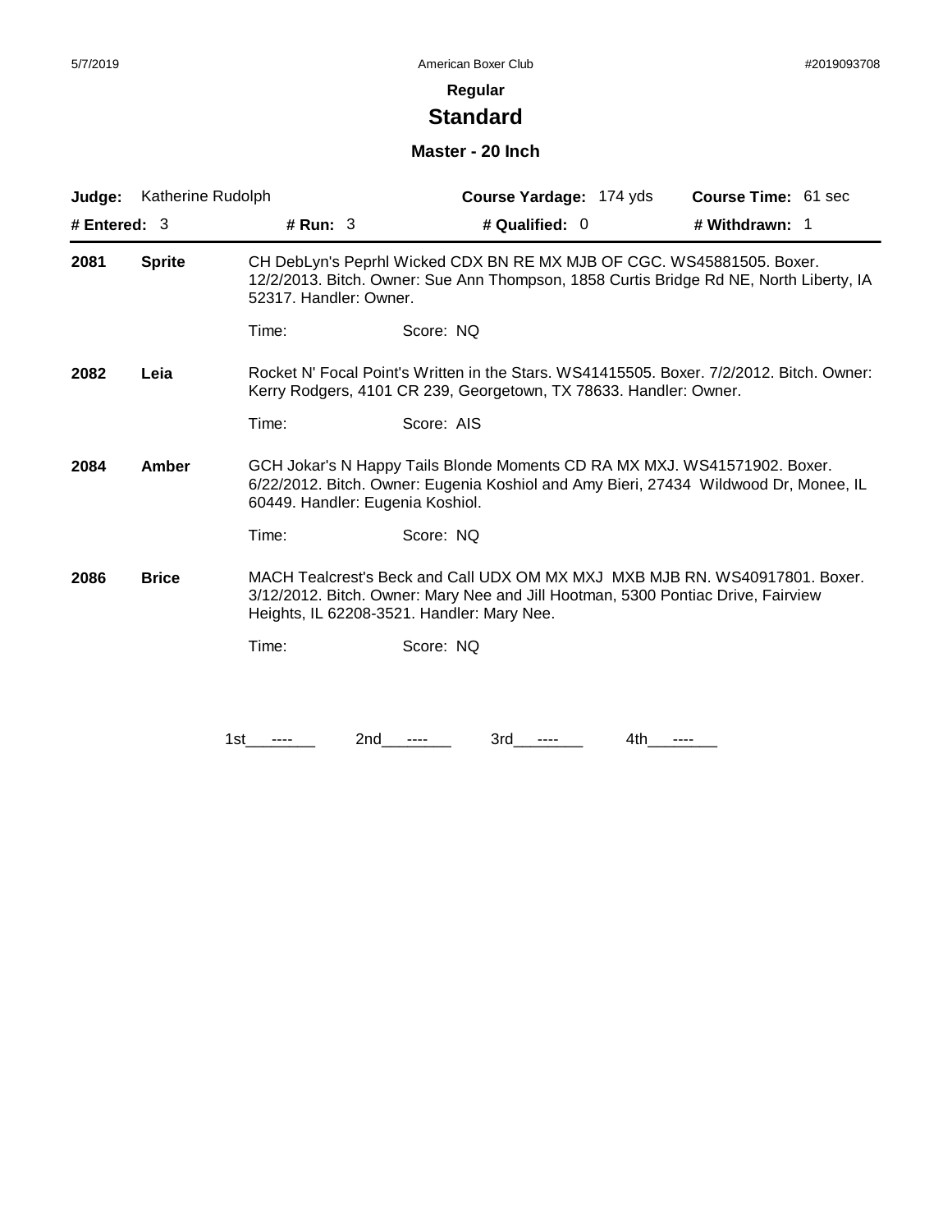**Regular**

## Standard

### Master - 20 Inch

**Judge:** Katherine Rudolph **Course Yardage:** 174 yds **Course Time:** 61 sec

**# Entered:** 3 **# Run:** 3 **# Qualified:** 0 **# Withdrawn:** 1

---

**2081** **Sprite** CH DebLyn's Peprhl Wicked CDX BN RE MX MJB OF CGC. WS45881505. Boxer. 12/2/2013. Bitch. Owner: Sue Ann Thompson, 1858 Curtis Bridge Rd NE, North Liberty, IA 52317. Handler: Owner.

Time: Score: NQ

**2082** **Leia** Rocket N' Focal Point's Written in the Stars. WS41415505. Boxer. 7/2/2012. Bitch. Owner: Kerry Rodgers, 4101 CR 239, Georgetown, TX 78633. Handler: Owner.

Time: Score: AIS

**2084** **Amber** GCH Jokar's N Happy Tails Blonde Moments CD RA MX MXJ. WS41571902. Boxer. 6/22/2012. Bitch. Owner: Eugenia Koshiol and Amy Bieri, 27434 Wildwood Dr, Monee, IL 60449. Handler: Eugenia Koshiol.

Time: Score: NQ

**2086** **Brice** MACH Tealcrest's Beck and Call UDX OM MX MXJ MXB MJB RN. WS40917801. Boxer. 3/12/2012. Bitch. Owner: Mary Nee and Jill Hootman, 5300 Pontiac Drive, Fairview Heights, IL 62208-3521. Handler: Mary Nee.

Time: Score: NQ

1st ---- 2nd ---- 3rd ---- 4th ----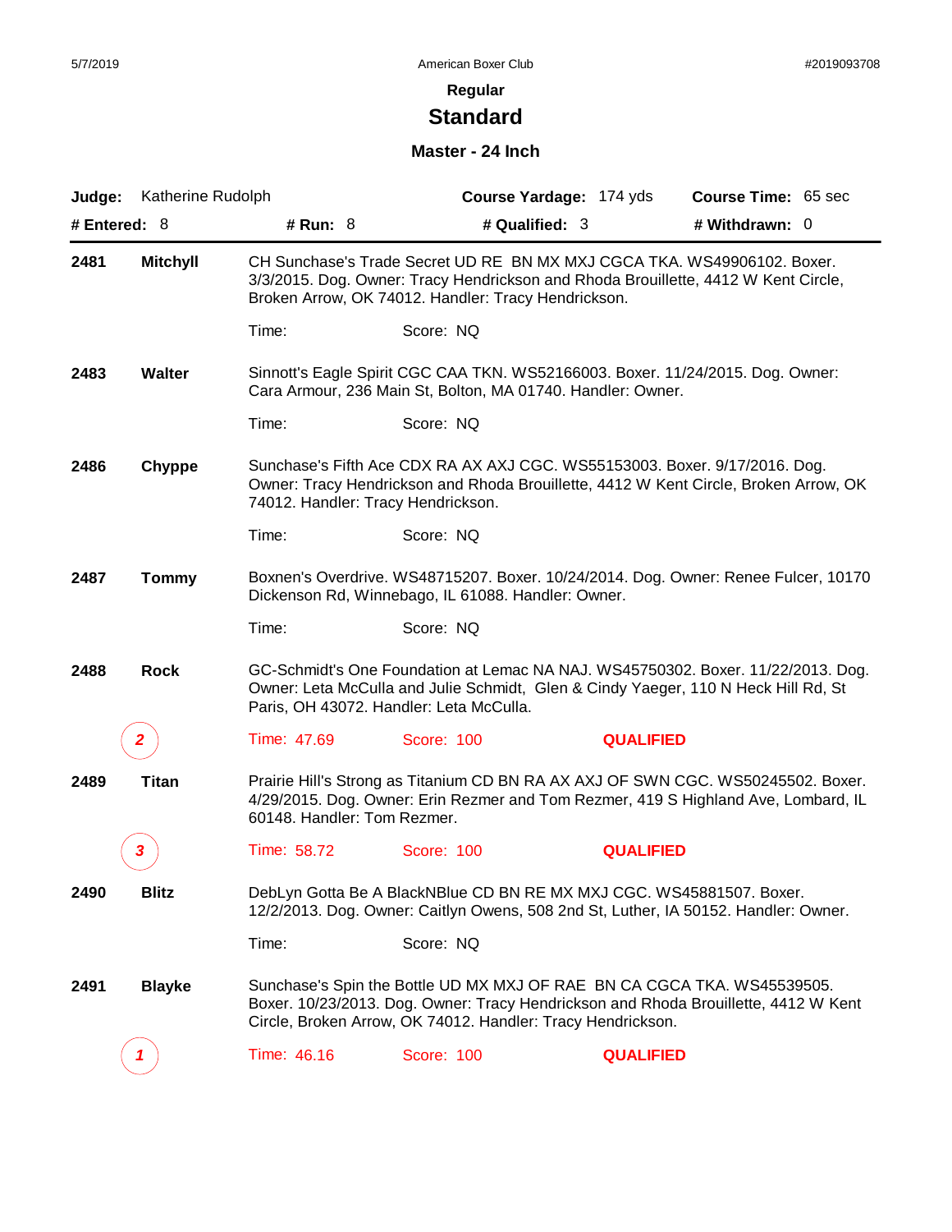Regular

## Standard

### Master - 24 Inch

**Judge:** Katherine Rudolph **Course Yardage:** 174 yds **Course Time:** 65 sec

**# Entered:** 8 **# Run:** 8 **# Qualified:** 3 **# Withdrawn:** 0

---

**2481** **Mitchyll**

CH Sunchase's Trade Secret UD RE BN MX MXJ CGCA TKA. WS49906102. Boxer. 3/3/2015. Dog. Owner: Tracy Hendrickson and Rhoda Brouillette, 4412 W Kent Circle, Broken Arrow, OK 74012. Handler: Tracy Hendrickson.

Time: Score: NQ

**2483** **Walter**

Sinnott's Eagle Spirit CGC CAA TKN. WS52166003. Boxer. 11/24/2015. Dog. Owner: Cara Armour, 236 Main St, Bolton, MA 01740. Handler: Owner.

Time: Score: NQ

**2486** **Chyppe**

Sunchase's Fifth Ace CDX RA AX AXJ CGC. WS55153003. Boxer. 9/17/2016. Dog. Owner: Tracy Hendrickson and Rhoda Brouillette, 4412 W Kent Circle, Broken Arrow, OK 74012. Handler: Tracy Hendrickson.

Time: Score: NQ

**2487** **Tommy**

Boxnen's Overdrive. WS48715207. Boxer. 10/24/2014. Dog. Owner: Renee Fulcer, 10170 Dickenson Rd, Winnebago, IL 61088. Handler: Owner.

Time: Score: NQ

**2488** **Rock**

GC-Schmidt's One Foundation at Lemac NA NAJ. WS45750302. Boxer. 11/22/2013. Dog. Owner: Leta McCulla and Julie Schmidt, Glen & Cindy Yaeger, 110 N Heck Hill Rd, St Paris, OH 43072. Handler: Leta McCulla.

*2* Time: 47.69 Score: 100 **QUALIFIED**

**2489** **Titan**

Prairie Hill's Strong as Titanium CD BN RA AX AXJ OF SWN CGC. WS50245502. Boxer. 4/29/2015. Dog. Owner: Erin Rezmer and Tom Rezmer, 419 S Highland Ave, Lombard, IL 60148. Handler: Tom Rezmer.

*3* Time: 58.72 Score: 100 **QUALIFIED**

**2490** **Blitz**

DebLyn Gotta Be A BlackNBlue CD BN RE MX MXJ CGC. WS45881507. Boxer. 12/2/2013. Dog. Owner: Caitlyn Owens, 508 2nd St, Luther, IA 50152. Handler: Owner.

Time: Score: NQ

**2491** **Blayke**

Sunchase's Spin the Bottle UD MX MXJ OF RAE BN CA CGCA TKA. WS45539505. Boxer. 10/23/2013. Dog. Owner: Tracy Hendrickson and Rhoda Brouillette, 4412 W Kent Circle, Broken Arrow, OK 74012. Handler: Tracy Hendrickson.

*1* Time: 46.16 Score: 100 **QUALIFIED**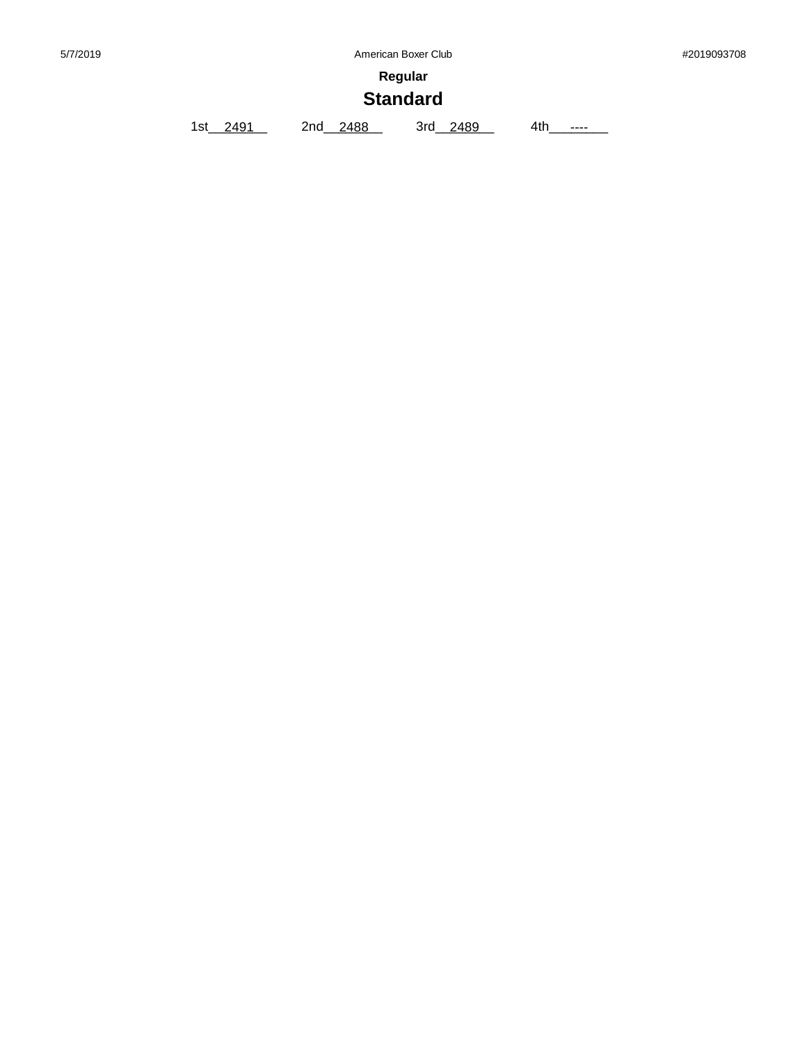**Regular**

## Standard

1st__2491__ 2nd__2488__ 3rd__2489__ 4th__----__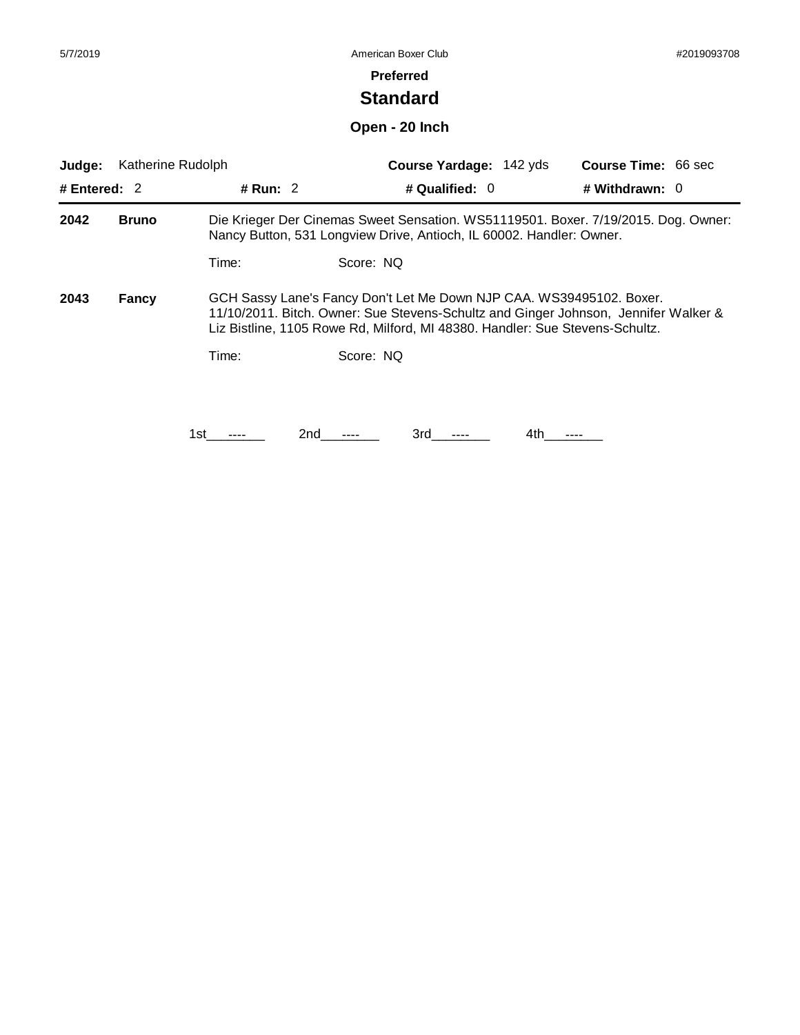**Preferred**

# Standard

## Open - 20 Inch

| **Judge:** Katherine Rudolph | | **Course Yardage:** 142 yds | **Course Time:** 66 sec |
|---|---|---|---|
| **# Entered:** 2 | **# Run:** 2 | **# Qualified:** 0 | **# Withdrawn:** 0 |

**2042** **Bruno** Die Krieger Der Cinemas Sweet Sensation. WS51119501. Boxer. 7/19/2015. Dog. Owner: Nancy Button, 531 Longview Drive, Antioch, IL 60002. Handler: Owner.

Time: Score: NQ

**2043** **Fancy** GCH Sassy Lane's Fancy Don't Let Me Down NJP CAA. WS39495102. Boxer. 11/10/2011. Bitch. Owner: Sue Stevens-Schultz and Ginger Johnson, Jennifer Walker & Liz Bistline, 1105 Rowe Rd, Milford, MI 48380. Handler: Sue Stevens-Schultz.

Time: Score: NQ

1st ---- 2nd ---- 3rd ---- 4th ----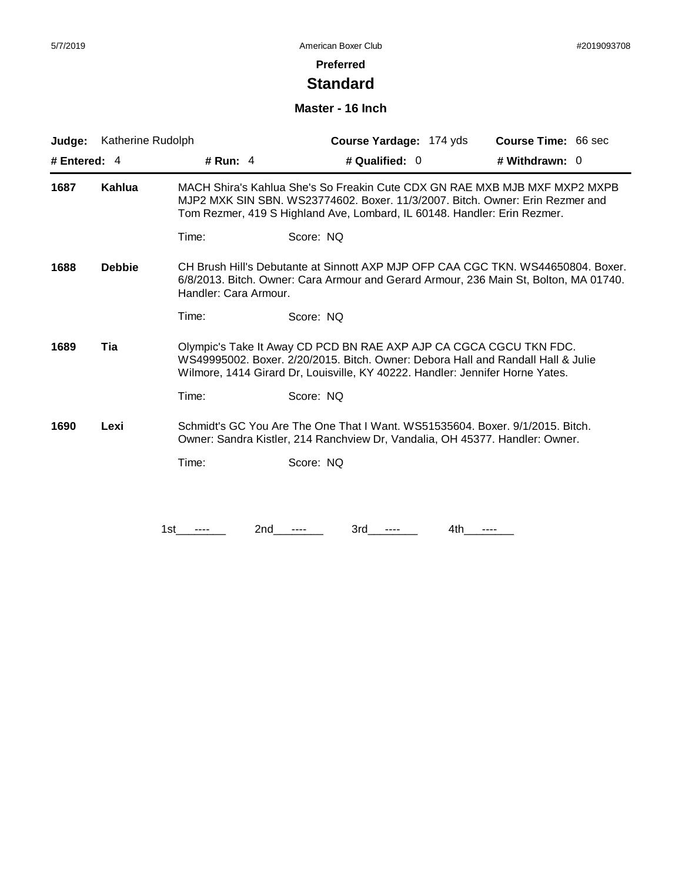**Preferred**

# Standard

### Master - 16 Inch

**Judge:** Katherine Rudolph **Course Yardage:** 174 yds **Course Time:** 66 sec

**# Entered:** 4 **# Run:** 4 **# Qualified:** 0 **# Withdrawn:** 0

---

**1687** **Kahlua** MACH Shira's Kahlua She's So Freakin Cute CDX GN RAE MXB MJB MXF MXP2 MXPB MJP2 MXK SIN SBN. WS23774602. Boxer. 11/3/2007. Bitch. Owner: Erin Rezmer and Tom Rezmer, 419 S Highland Ave, Lombard, IL 60148. Handler: Erin Rezmer.

Time: Score: NQ

**1688** **Debbie** CH Brush Hill's Debutante at Sinnott AXP MJP OFP CAA CGC TKN. WS44650804. Boxer. 6/8/2013. Bitch. Owner: Cara Armour and Gerard Armour, 236 Main St, Bolton, MA 01740. Handler: Cara Armour.

Time: Score: NQ

**1689** **Tia** Olympic's Take It Away CD PCD BN RAE AXP AJP CA CGCA CGCU TKN FDC. WS49995002. Boxer. 2/20/2015. Bitch. Owner: Debora Hall and Randall Hall & Julie Wilmore, 1414 Girard Dr, Louisville, KY 40222. Handler: Jennifer Horne Yates.

Time: Score: NQ

**1690** **Lexi** Schmidt's GC You Are The One That I Want. WS51535604. Boxer. 9/1/2015. Bitch. Owner: Sandra Kistler, 214 Ranchview Dr, Vandalia, OH 45377. Handler: Owner.

Time: Score: NQ

1st\_\_\_----\_\_\_ 2nd\_\_\_----\_\_\_ 3rd\_\_\_----\_\_\_ 4th\_\_\_----\_\_\_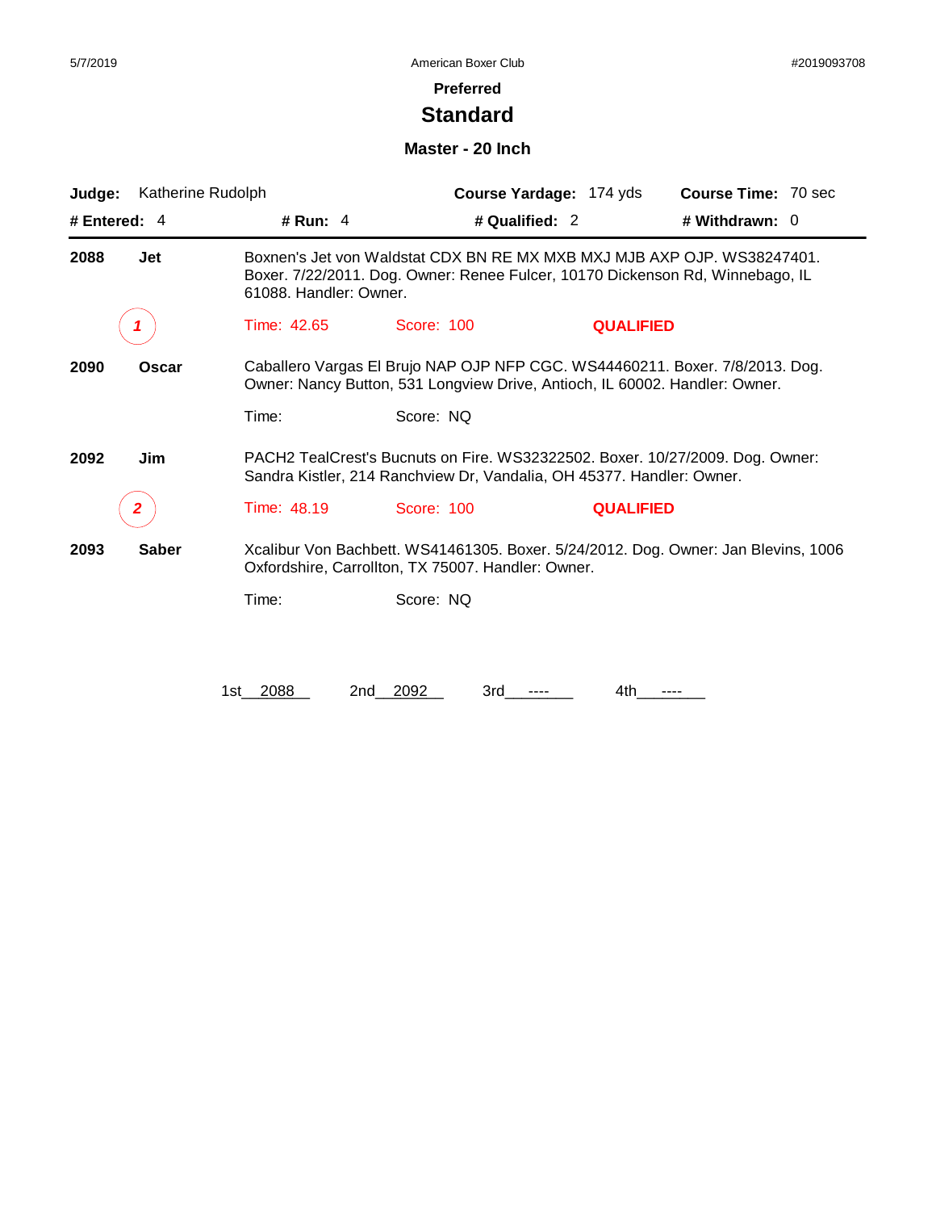## Preferred

# Standard

### Master - 20 Inch

**Judge:** Katherine Rudolph **Course Yardage:** 174 yds **Course Time:** 70 sec

**# Entered:** 4 **# Run:** 4 **# Qualified:** 2 **# Withdrawn:** 0

---

**2088** **Jet** Boxnen's Jet von Waldstat CDX BN RE MX MXB MXJ MJB AXP OJP. WS38247401. Boxer. 7/22/2011. Dog. Owner: Renee Fulcer, 10170 Dickenson Rd, Winnebago, IL 61088. Handler: Owner.

*1* Time: 42.65 Score: 100 **QUALIFIED**

**2090** **Oscar** Caballero Vargas El Brujo NAP OJP NFP CGC. WS44460211. Boxer. 7/8/2013. Dog. Owner: Nancy Button, 531 Longview Drive, Antioch, IL 60002. Handler: Owner.

Time: Score: NQ

**2092** **Jim** PACH2 TealCrest's Bucnuts on Fire. WS32322502. Boxer. 10/27/2009. Dog. Owner: Sandra Kistler, 214 Ranchview Dr, Vandalia, OH 45377. Handler: Owner.

*2* Time: 48.19 Score: 100 **QUALIFIED**

**2093** **Saber** Xcalibur Von Bachbett. WS41461305. Boxer. 5/24/2012. Dog. Owner: Jan Blevins, 1006 Oxfordshire, Carrollton, TX 75007. Handler: Owner.

Time: Score: NQ

1st 2088 2nd 2092 3rd ---- 4th ----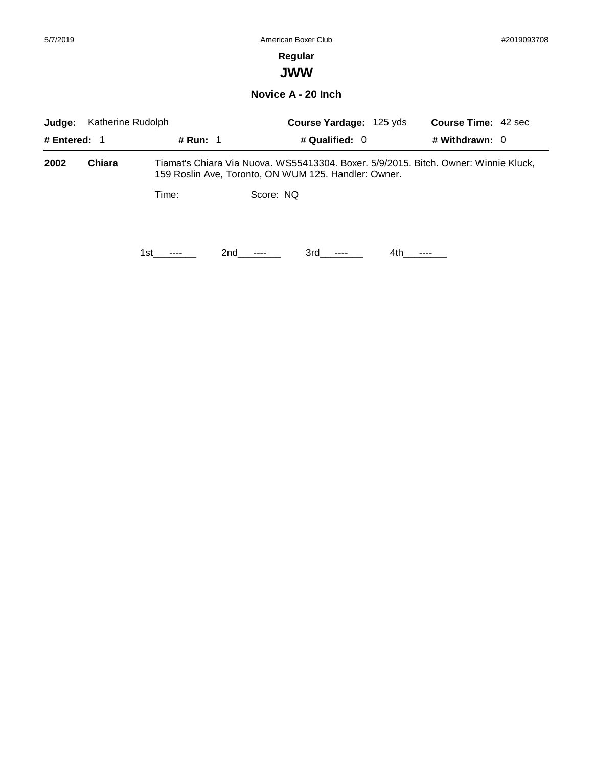**Regular**

# JWW

### Novice A - 20 Inch

**Judge:** Katherine Rudolph **Course Yardage:** 125 yds **Course Time:** 42 sec

**# Entered:** 1 **# Run:** 1 **# Qualified:** 0 **# Withdrawn:** 0

**2002** **Chiara** Tiamat's Chiara Via Nuova. WS55413304. Boxer. 5/9/2015. Bitch. Owner: Winnie Kluck, 159 Roslin Ave, Toronto, ON WUM 125. Handler: Owner.

Time: Score: NQ

1st\_\_\_----\_\_\_ 2nd\_\_\_----\_\_\_ 3rd\_\_\_----\_\_\_ 4th\_\_\_----\_\_\_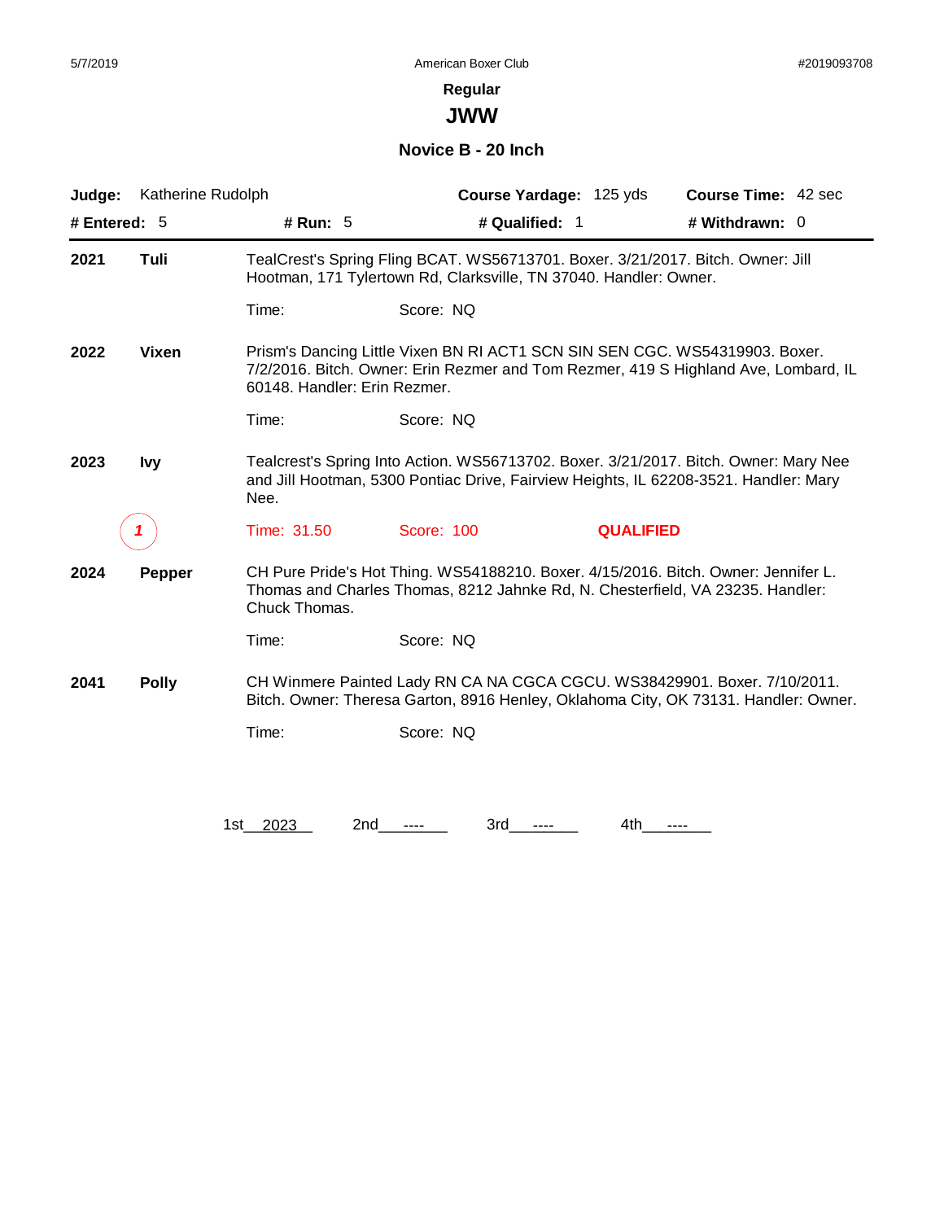## Regular

# JWW

### Novice B - 20 Inch

**Judge:** Katherine Rudolph **Course Yardage:** 125 yds **Course Time:** 42 sec

**# Entered:** 5 **# Run:** 5 **# Qualified:** 1 **# Withdrawn:** 0

---

**2021 Tuli** TealCrest's Spring Fling BCAT. WS56713701. Boxer. 3/21/2017. Bitch. Owner: Jill Hootman, 171 Tylertown Rd, Clarksville, TN 37040. Handler: Owner.

Time: Score: NQ

**2022 Vixen** Prism's Dancing Little Vixen BN RI ACT1 SCN SIN SEN CGC. WS54319903. Boxer. 7/2/2016. Bitch. Owner: Erin Rezmer and Tom Rezmer, 419 S Highland Ave, Lombard, IL 60148. Handler: Erin Rezmer.

Time: Score: NQ

**2023 Ivy** Tealcrest's Spring Into Action. WS56713702. Boxer. 3/21/2017. Bitch. Owner: Mary Nee and Jill Hootman, 5300 Pontiac Drive, Fairview Heights, IL 62208-3521. Handler: Mary Nee.

*1* Time: 31.50 Score: 100 **QUALIFIED**

**2024 Pepper** CH Pure Pride's Hot Thing. WS54188210. Boxer. 4/15/2016. Bitch. Owner: Jennifer L. Thomas and Charles Thomas, 8212 Jahnke Rd, N. Chesterfield, VA 23235. Handler: Chuck Thomas.

Time: Score: NQ

**2041 Polly** CH Winmere Painted Lady RN CA NA CGCA CGCU. WS38429901. Boxer. 7/10/2011. Bitch. Owner: Theresa Garton, 8916 Henley, Oklahoma City, OK 73131. Handler: Owner.

Time: Score: NQ

1st 2023 2nd ---- 3rd ---- 4th ----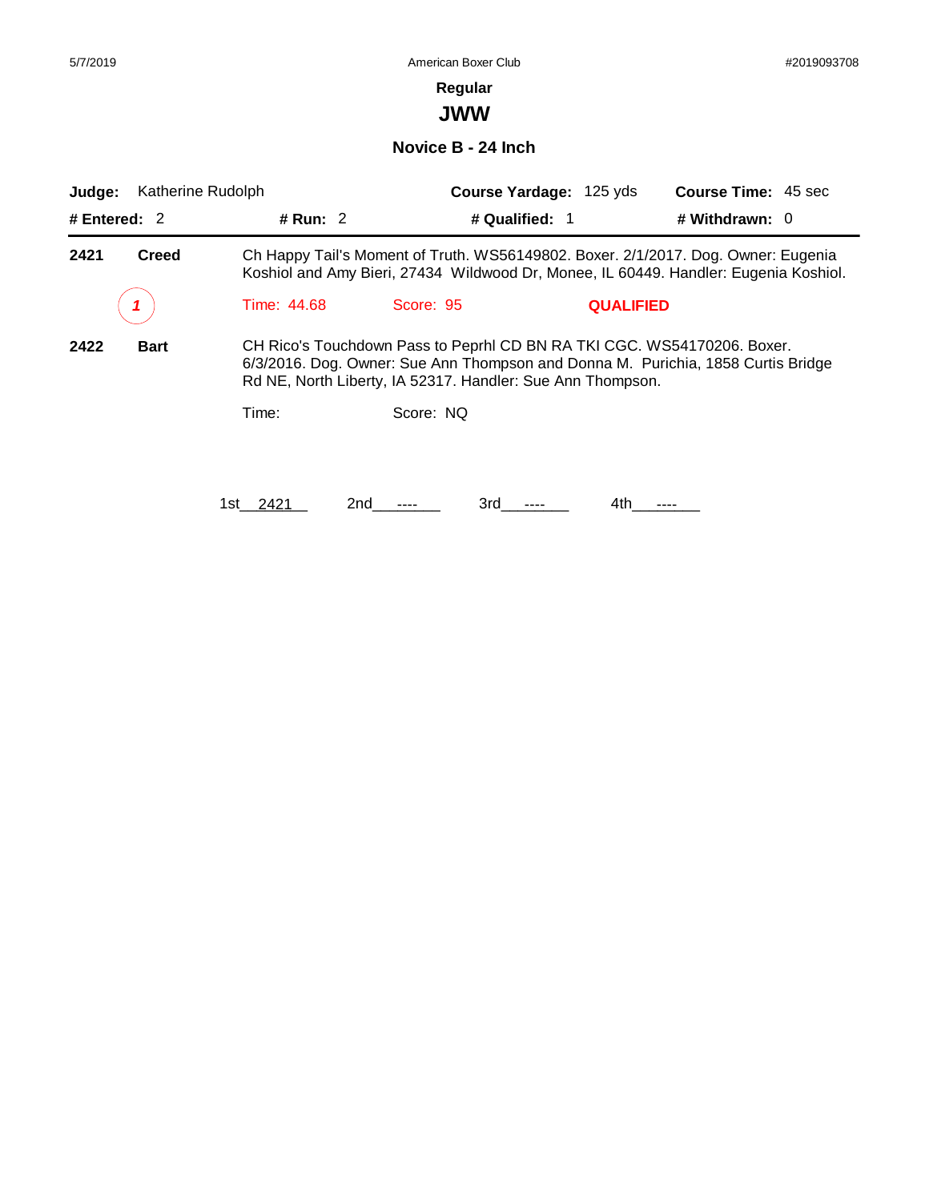## Regular

# JWW

### Novice B - 24 Inch

**Judge:** Katherine Rudolph **Course Yardage:** 125 yds **Course Time:** 45 sec

**# Entered:** 2 **# Run:** 2 **# Qualified:** 1 **# Withdrawn:** 0

---

**2421** **Creed** Ch Happy Tail's Moment of Truth. WS56149802. Boxer. 2/1/2017. Dog. Owner: Eugenia Koshiol and Amy Bieri, 27434 Wildwood Dr, Monee, IL 60449. Handler: Eugenia Koshiol.

*1* Time: 44.68 Score: 95 **QUALIFIED**

**2422** **Bart** CH Rico's Touchdown Pass to Peprhl CD BN RA TKI CGC. WS54170206. Boxer. 6/3/2016. Dog. Owner: Sue Ann Thompson and Donna M. Purichia, 1858 Curtis Bridge Rd NE, North Liberty, IA 52317. Handler: Sue Ann Thompson.

Time: Score: NQ

1st 2421 2nd ---- 3rd ---- 4th ----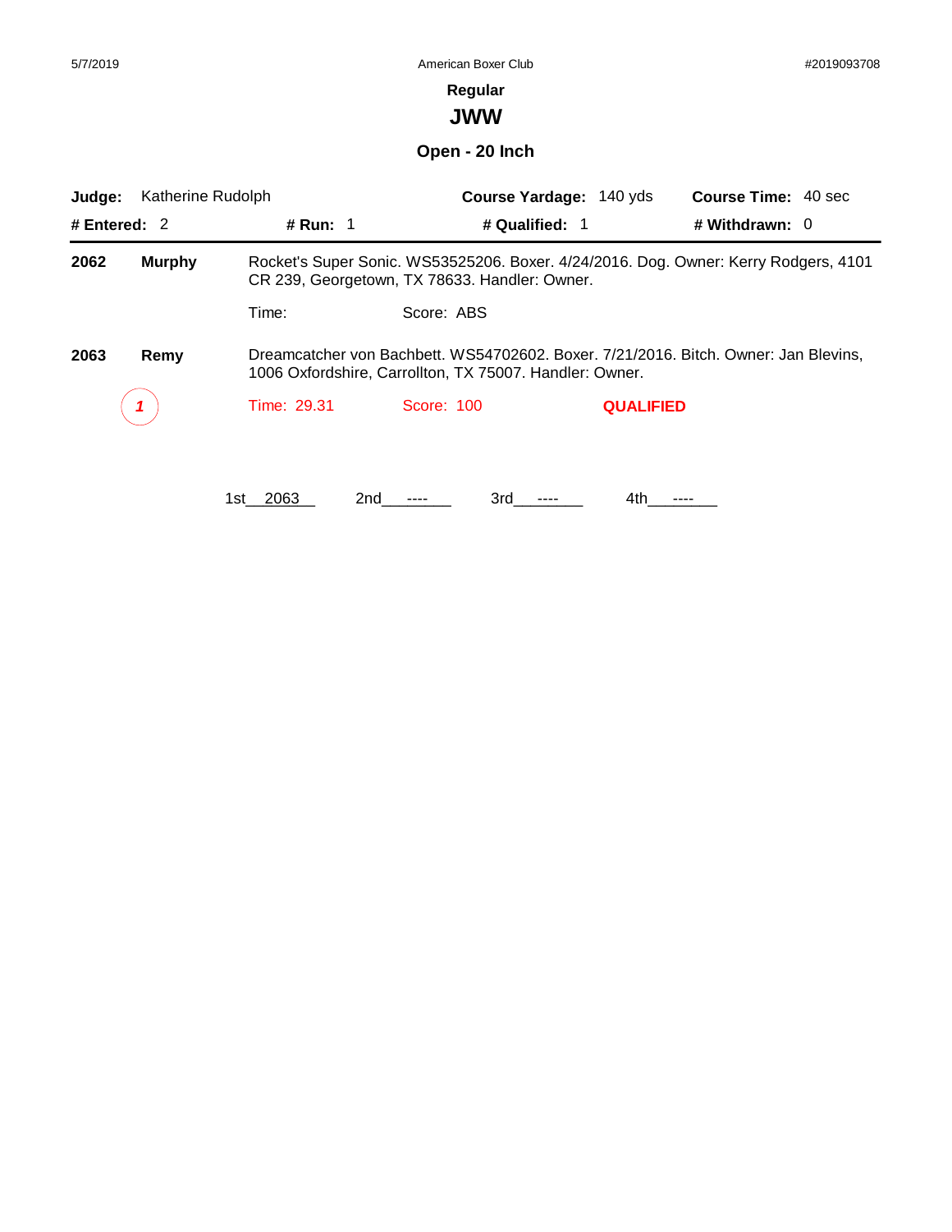## Regular

# JWW

### Open - 20 Inch

**Judge:** Katherine Rudolph **Course Yardage:** 140 yds **Course Time:** 40 sec

**# Entered:** 2 **# Run:** 1 **# Qualified:** 1 **# Withdrawn:** 0

---

**2062** **Murphy** Rocket's Super Sonic. WS53525206. Boxer. 4/24/2016. Dog. Owner: Kerry Rodgers, 4101 CR 239, Georgetown, TX 78633. Handler: Owner.

Time: Score: ABS

**2063** **Remy** Dreamcatcher von Bachbett. WS54702602. Boxer. 7/21/2016. Bitch. Owner: Jan Blevins, 1006 Oxfordshire, Carrollton, TX 75007. Handler: Owner.

*1* Time: 29.31 Score: 100 **QUALIFIED**

1st 2063 2nd ---- 3rd ---- 4th ----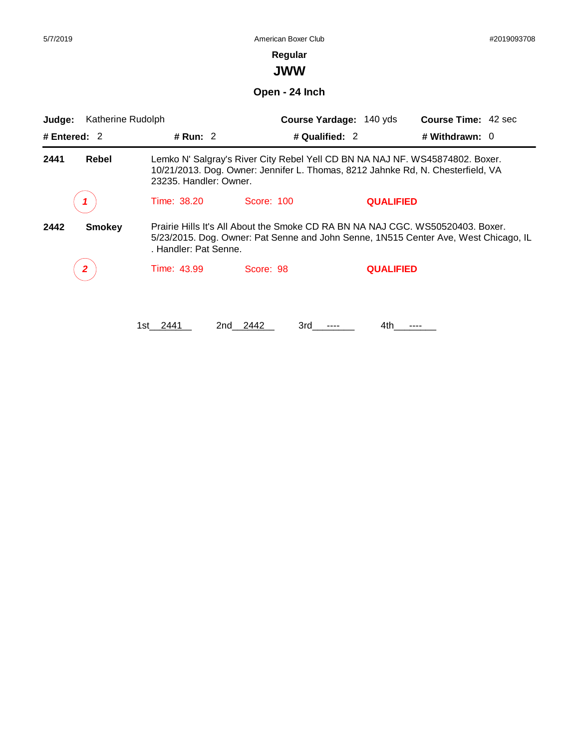## Regular

# JWW

### Open - 24 Inch

**Judge:** Katherine Rudolph **Course Yardage:** 140 yds **Course Time:** 42 sec

**# Entered:** 2 **# Run:** 2 **# Qualified:** 2 **# Withdrawn:** 0

---

**2441** **Rebel** Lemko N' Salgray's River City Rebel Yell CD BN NA NAJ NF. WS45874802. Boxer. 10/21/2013. Dog. Owner: Jennifer L. Thomas, 8212 Jahnke Rd, N. Chesterfield, VA 23235. Handler: Owner.

*1* Time: 38.20 Score: 100 **QUALIFIED**

**2442** **Smokey** Prairie Hills It's All About the Smoke CD RA BN NA NAJ CGC. WS50520403. Boxer. 5/23/2015. Dog. Owner: Pat Senne and John Senne, 1N515 Center Ave, West Chicago, IL . Handler: Pat Senne.

*2* Time: 43.99 Score: 98 **QUALIFIED**

1st 2441 2nd 2442 3rd ---- 4th ----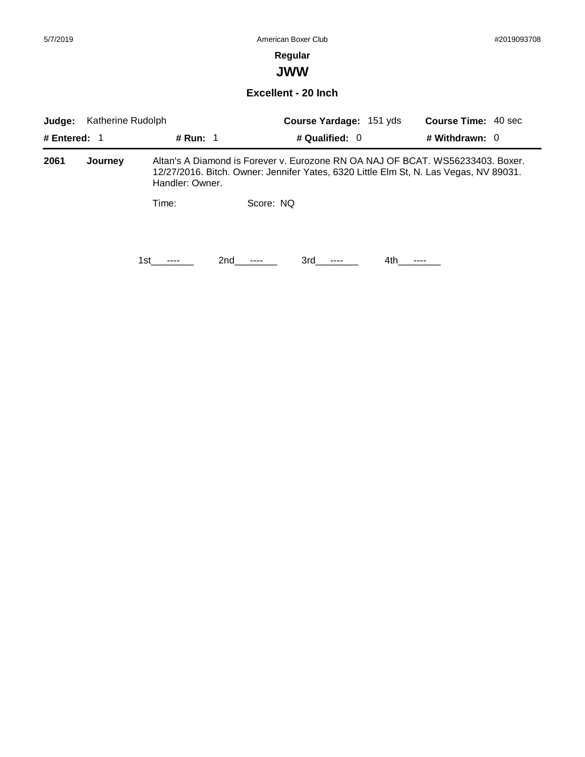**Regular**

# JWW

## Excellent - 20 Inch

**Judge:** Katherine Rudolph **Course Yardage:** 151 yds **Course Time:** 40 sec

**# Entered:** 1 **# Run:** 1 **# Qualified:** 0 **# Withdrawn:** 0

**2061** **Journey** Altan's A Diamond is Forever v. Eurozone RN OA NAJ OF BCAT. WS56233403. Boxer. 12/27/2016. Bitch. Owner: Jennifer Yates, 6320 Little Elm St, N. Las Vegas, NV 89031. Handler: Owner.

Time: Score: NQ

1st\_\_\_----\_\_\_ 2nd\_\_\_----\_\_\_ 3rd\_\_\_----\_\_\_ 4th\_\_\_----\_\_\_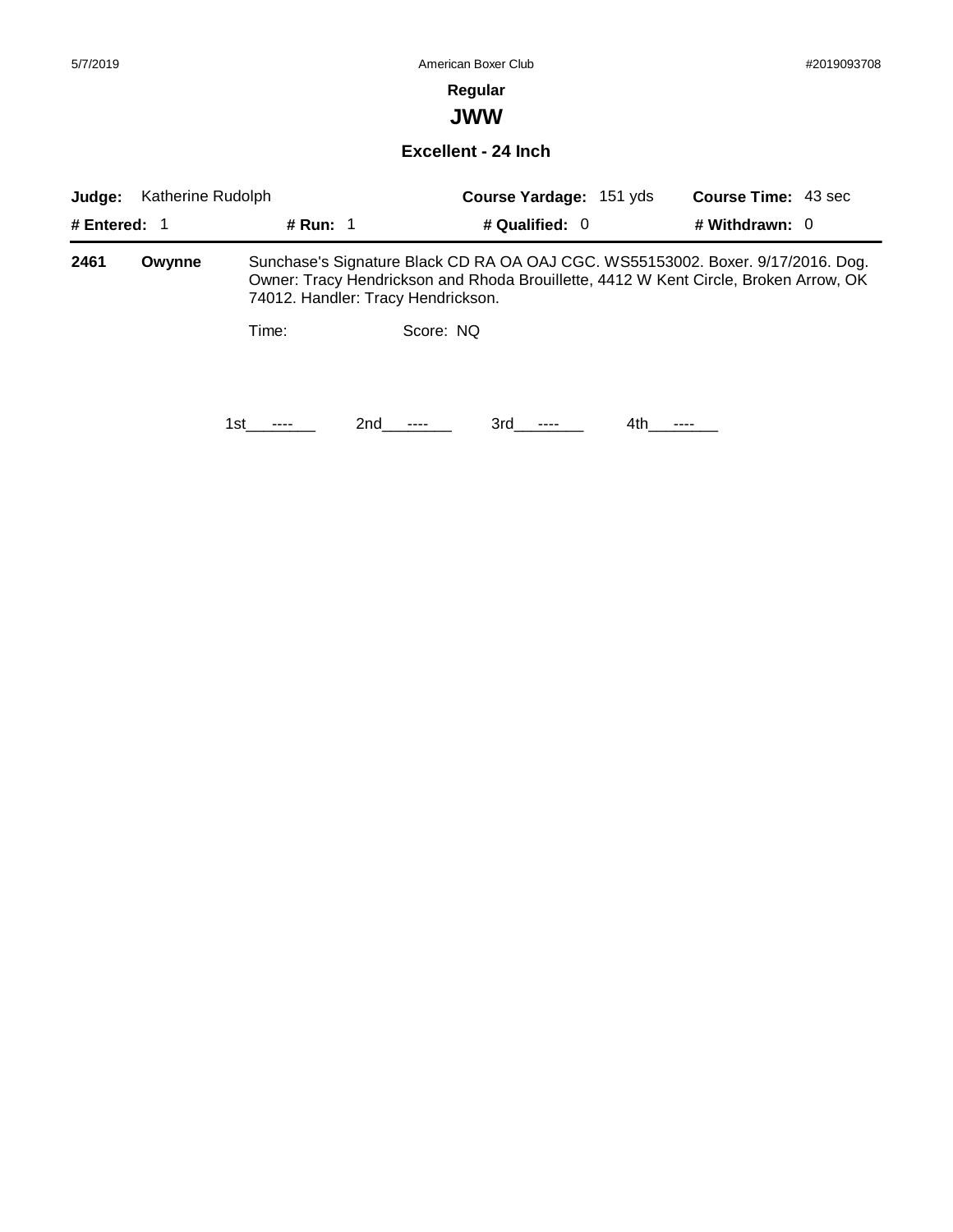**Regular**

## JWW

### Excellent - 24 Inch

**Judge:** Katherine Rudolph | **Course Yardage:** 151 yds | **Course Time:** 43 sec

**# Entered:** 1 | **# Run:** 1 | **# Qualified:** 0 | **# Withdrawn:** 0

**2461** **Owynne** Sunchase's Signature Black CD RA OA OAJ CGC. WS55153002. Boxer. 9/17/2016. Dog. Owner: Tracy Hendrickson and Rhoda Brouillette, 4412 W Kent Circle, Broken Arrow, OK 74012. Handler: Tracy Hendrickson.

Time: Score: NQ

1st ---- 2nd ---- 3rd ---- 4th ----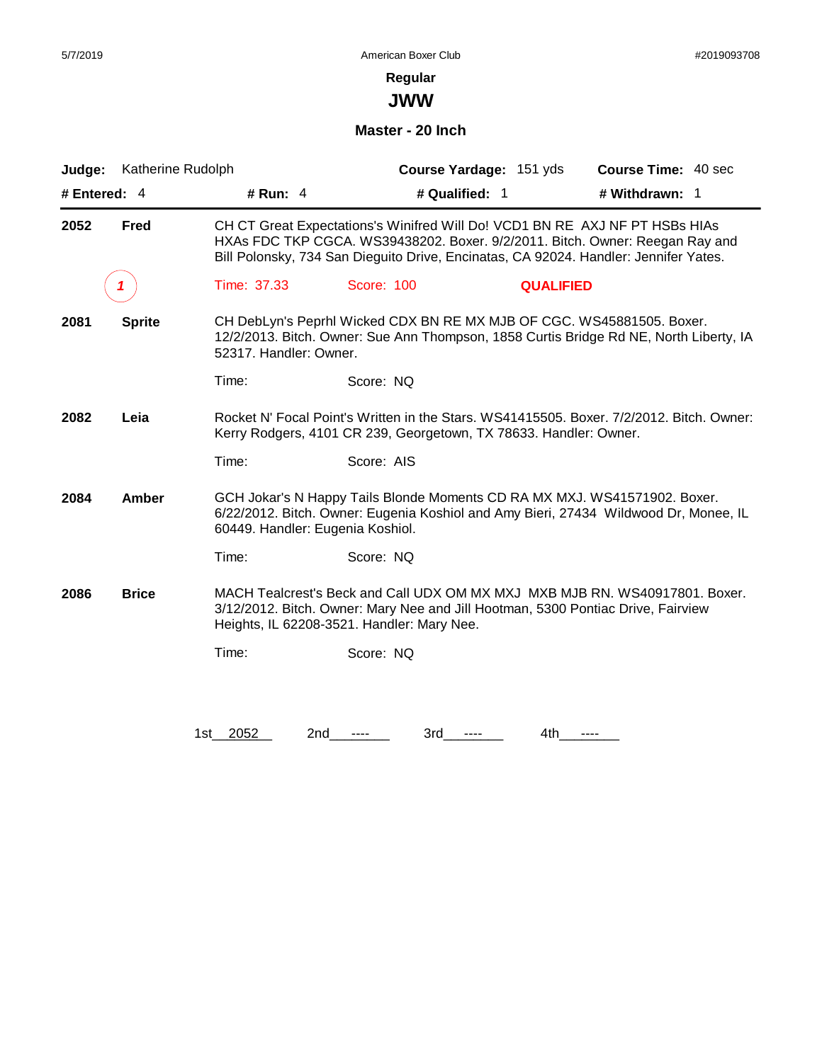**Regular**

# JWW

### Master - 20 Inch

**Judge:** Katherine Rudolph **Course Yardage:** 151 yds **Course Time:** 40 sec

**# Entered:** 4 **# Run:** 4 **# Qualified:** 1 **# Withdrawn:** 1

---

**2052** **Fred**

CH CT Great Expectations's Winifred Will Do! VCD1 BN RE AXJ NF PT HSBs HIAs HXAs FDC TKP CGCA. WS39438202. Boxer. 9/2/2011. Bitch. Owner: Reegan Ray and Bill Polonsky, 734 San Dieguito Drive, Encinatas, CA 92024. Handler: Jennifer Yates.

*1* Time: 37.33 Score: 100 **QUALIFIED**

**2081** **Sprite**

CH DebLyn's Peprhl Wicked CDX BN RE MX MJB OF CGC. WS45881505. Boxer. 12/2/2013. Bitch. Owner: Sue Ann Thompson, 1858 Curtis Bridge Rd NE, North Liberty, IA 52317. Handler: Owner.

Time: Score: NQ

**2082** **Leia**

Rocket N' Focal Point's Written in the Stars. WS41415505. Boxer. 7/2/2012. Bitch. Owner: Kerry Rodgers, 4101 CR 239, Georgetown, TX 78633. Handler: Owner.

Time: Score: AIS

**2084** **Amber**

GCH Jokar's N Happy Tails Blonde Moments CD RA MX MXJ. WS41571902. Boxer. 6/22/2012. Bitch. Owner: Eugenia Koshiol and Amy Bieri, 27434 Wildwood Dr, Monee, IL 60449. Handler: Eugenia Koshiol.

Time: Score: NQ

**2086** **Brice**

MACH Tealcrest's Beck and Call UDX OM MX MXJ MXB MJB RN. WS40917801. Boxer. 3/12/2012. Bitch. Owner: Mary Nee and Jill Hootman, 5300 Pontiac Drive, Fairview Heights, IL 62208-3521. Handler: Mary Nee.

Time: Score: NQ

1st 2052 2nd ---- 3rd ---- 4th ----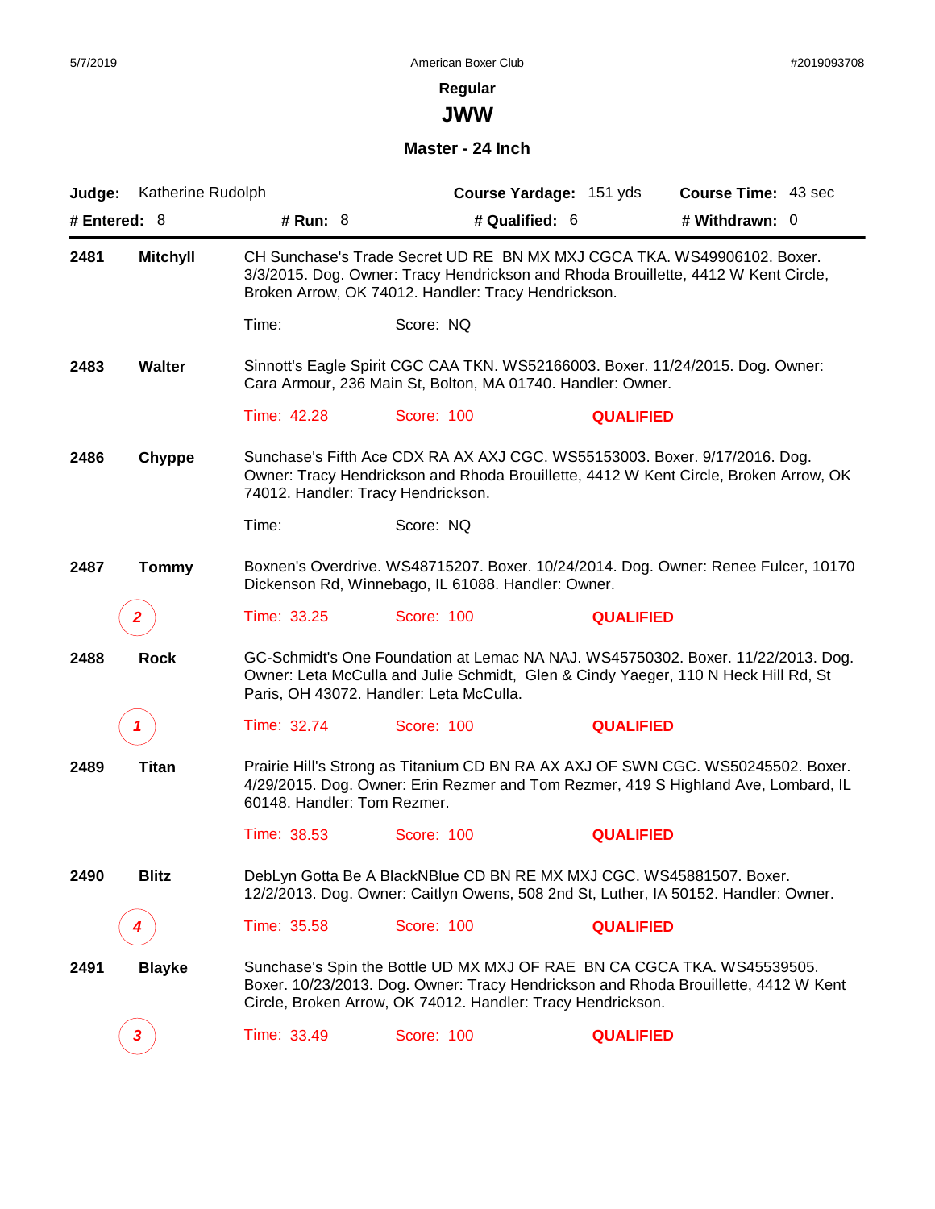**Regular**

## JWW

### Master - 24 Inch

**Judge:** Katherine Rudolph **Course Yardage:** 151 yds **Course Time:** 43 sec

**# Entered:** 8 **# Run:** 8 **# Qualified:** 6 **# Withdrawn:** 0

---

**2481 Mitchyll**

CH Sunchase's Trade Secret UD RE BN MX MXJ CGCA TKA. WS49906102. Boxer. 3/3/2015. Dog. Owner: Tracy Hendrickson and Rhoda Brouillette, 4412 W Kent Circle, Broken Arrow, OK 74012. Handler: Tracy Hendrickson.

Time: Score: NQ

**2483 Walter**

Sinnott's Eagle Spirit CGC CAA TKN. WS52166003. Boxer. 11/24/2015. Dog. Owner: Cara Armour, 236 Main St, Bolton, MA 01740. Handler: Owner.

Time: 42.28 Score: 100 **QUALIFIED**

**2486 Chyppe**

Sunchase's Fifth Ace CDX RA AX AXJ CGC. WS55153003. Boxer. 9/17/2016. Dog. Owner: Tracy Hendrickson and Rhoda Brouillette, 4412 W Kent Circle, Broken Arrow, OK 74012. Handler: Tracy Hendrickson.

Time: Score: NQ

**2487 Tommy**

Boxnen's Overdrive. WS48715207. Boxer. 10/24/2014. Dog. Owner: Renee Fulcer, 10170 Dickenson Rd, Winnebago, IL 61088. Handler: Owner.

*2* Time: 33.25 Score: 100 **QUALIFIED**

**2488 Rock**

GC-Schmidt's One Foundation at Lemac NA NAJ. WS45750302. Boxer. 11/22/2013. Dog. Owner: Leta McCulla and Julie Schmidt, Glen & Cindy Yaeger, 110 N Heck Hill Rd, St Paris, OH 43072. Handler: Leta McCulla.

*1* Time: 32.74 Score: 100 **QUALIFIED**

**2489 Titan**

Prairie Hill's Strong as Titanium CD BN RA AX AXJ OF SWN CGC. WS50245502. Boxer. 4/29/2015. Dog. Owner: Erin Rezmer and Tom Rezmer, 419 S Highland Ave, Lombard, IL 60148. Handler: Tom Rezmer.

Time: 38.53 Score: 100 **QUALIFIED**

**2490 Blitz**

DebLyn Gotta Be A BlackNBlue CD BN RE MX MXJ CGC. WS45881507. Boxer. 12/2/2013. Dog. Owner: Caitlyn Owens, 508 2nd St, Luther, IA 50152. Handler: Owner.

*4* Time: 35.58 Score: 100 **QUALIFIED**

**2491 Blayke**

Sunchase's Spin the Bottle UD MX MXJ OF RAE BN CA CGCA TKA. WS45539505. Boxer. 10/23/2013. Dog. Owner: Tracy Hendrickson and Rhoda Brouillette, 4412 W Kent Circle, Broken Arrow, OK 74012. Handler: Tracy Hendrickson.

*3* Time: 33.49 Score: 100 **QUALIFIED**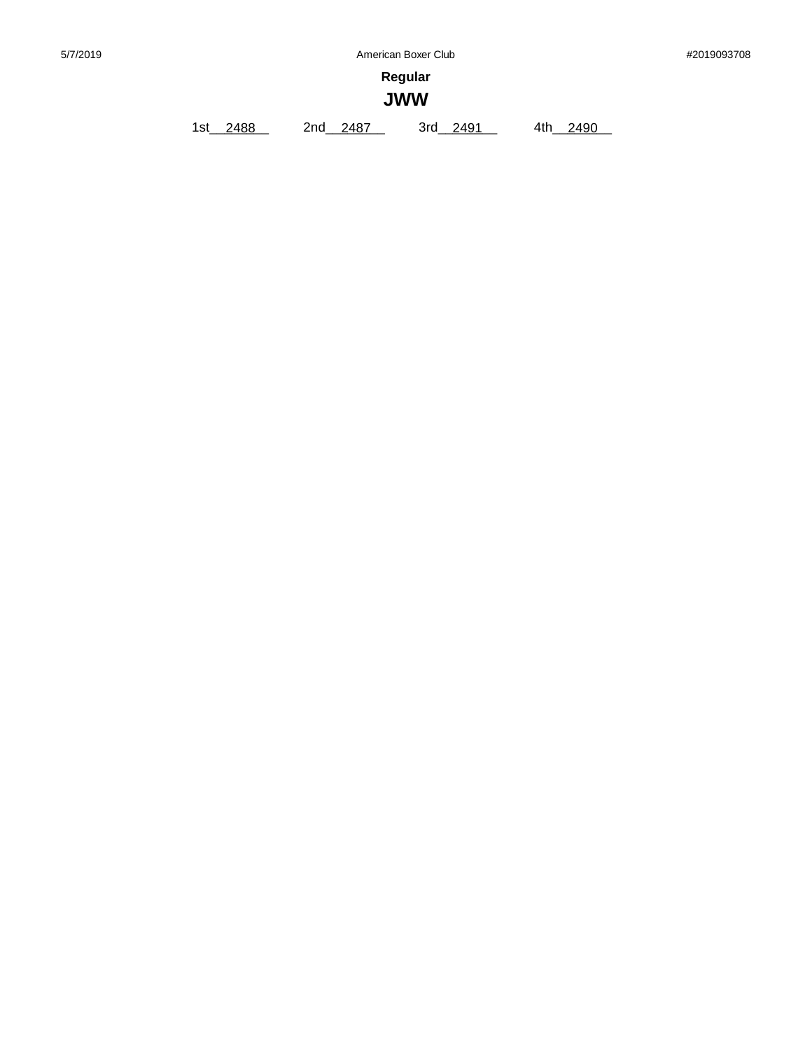**Regular**

## JWW

1st__2488__ 2nd__2487__ 3rd__2491__ 4th__2490__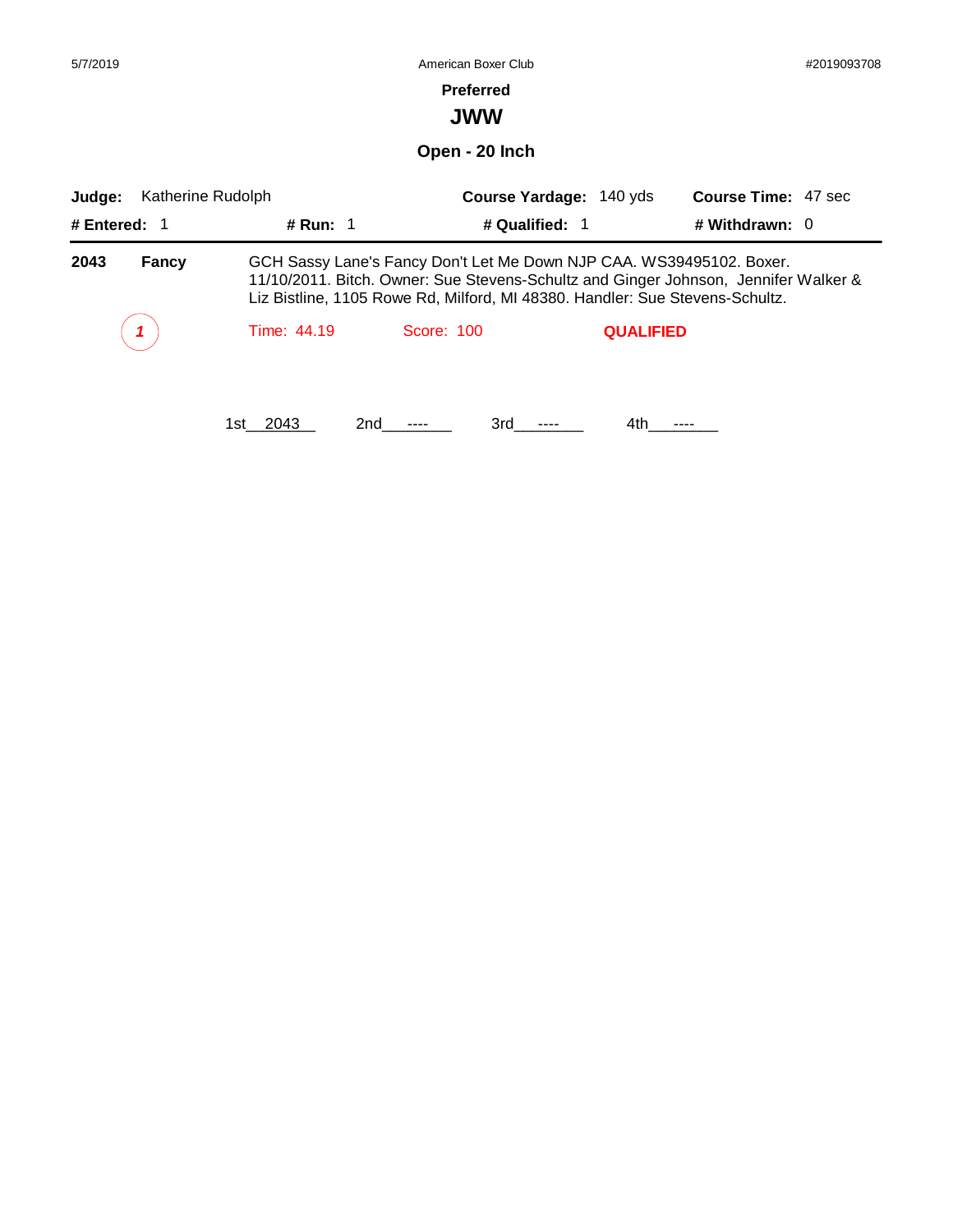5/7/2019 American Boxer Club #2019093708

**Preferred**

# JWW

## Open - 20 Inch

**Judge:** Katherine Rudolph **Course Yardage:** 140 yds **Course Time:** 47 sec

**# Entered:** 1 **# Run:** 1 **# Qualified:** 1 **# Withdrawn:** 0

---

**2043** **Fancy** GCH Sassy Lane's Fancy Don't Let Me Down NJP CAA. WS39495102. Boxer. 11/10/2011. Bitch. Owner: Sue Stevens-Schultz and Ginger Johnson, Jennifer Walker & Liz Bistline, 1105 Rowe Rd, Milford, MI 48380. Handler: Sue Stevens-Schultz.

*1* Time: 44.19 Score: 100 **QUALIFIED**

1st 2043 2nd ---- 3rd ---- 4th ----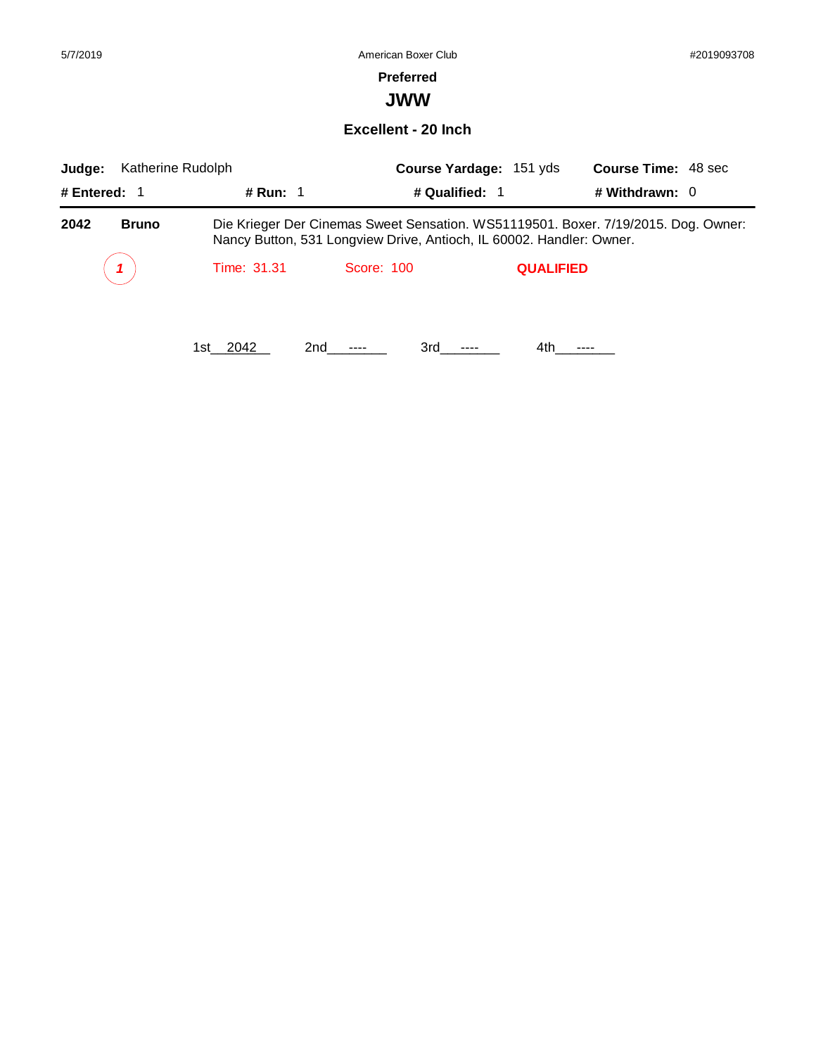5/7/2019 American Boxer Club #2019093708

## Preferred

# JWW

### Excellent - 20 Inch

**Judge:** Katherine Rudolph **Course Yardage:** 151 yds **Course Time:** 48 sec

**# Entered:** 1 **# Run:** 1 **# Qualified:** 1 **# Withdrawn:** 0

---

**2042** **Bruno** Die Krieger Der Cinemas Sweet Sensation. WS51119501. Boxer. 7/19/2015. Dog. Owner: Nancy Button, 531 Longview Drive, Antioch, IL 60002. Handler: Owner.

*1* Time: 31.31 Score: 100 **QUALIFIED**

1st 2042 2nd ---- 3rd ---- 4th ----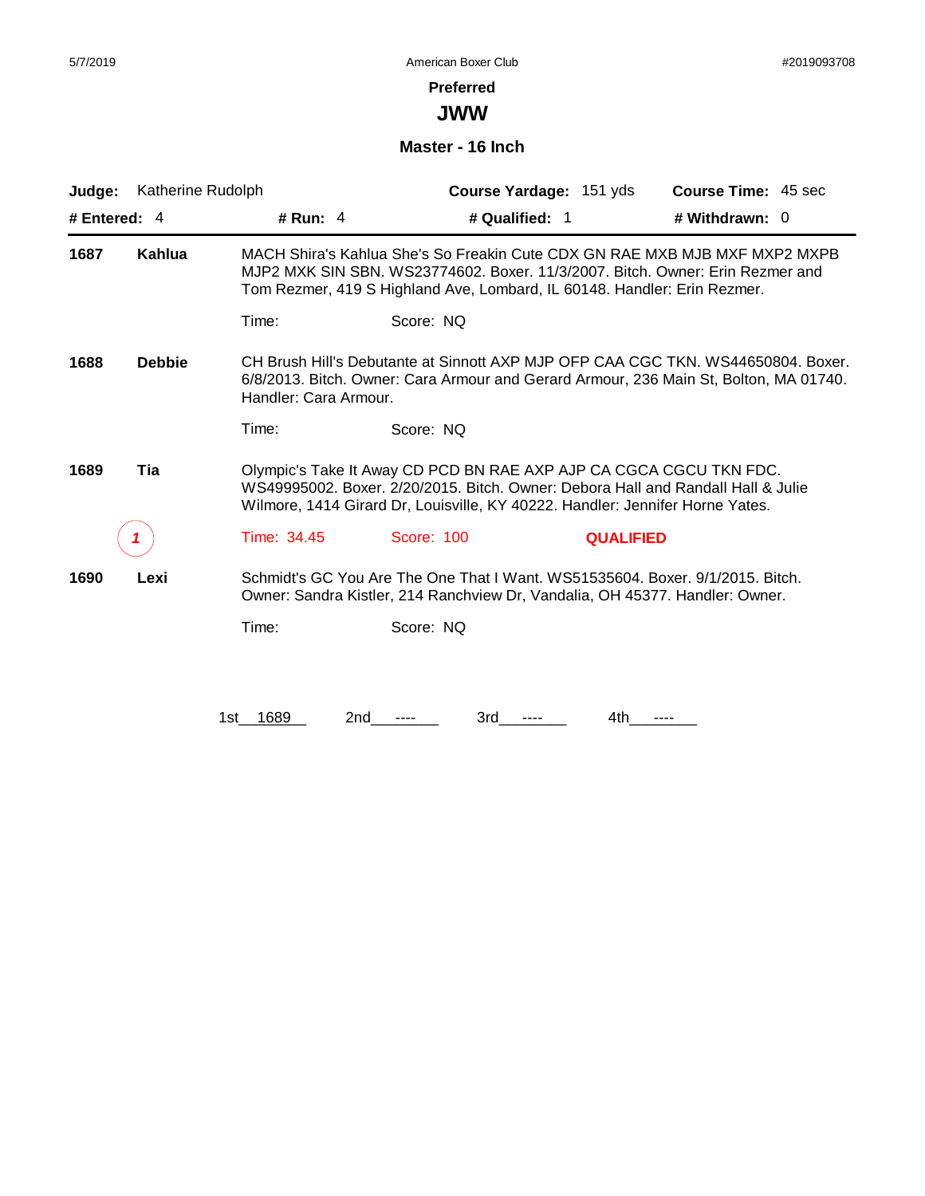**Preferred**

## JWW

### Master - 16 Inch

**Judge:** Katherine Rudolph **Course Yardage:** 151 yds **Course Time:** 45 sec

**# Entered:** 4 **# Run:** 4 **# Qualified:** 1 **# Withdrawn:** 0

---

**1687 Kahlua** MACH Shira's Kahlua She's So Freakin Cute CDX GN RAE MXB MJB MXF MXP2 MXPB MJP2 MXK SIN SBN. WS23774602. Boxer. 11/3/2007. Bitch. Owner: Erin Rezmer and Tom Rezmer, 419 S Highland Ave, Lombard, IL 60148. Handler: Erin Rezmer.

Time: Score: NQ

**1688 Debbie** CH Brush Hill's Debutante at Sinnott AXP MJP OFP CAA CGC TKN. WS44650804. Boxer. 6/8/2013. Bitch. Owner: Cara Armour and Gerard Armour, 236 Main St, Bolton, MA 01740. Handler: Cara Armour.

Time: Score: NQ

**1689 Tia** Olympic's Take It Away CD PCD BN RAE AXP AJP CA CGCA CGCU TKN FDC. WS49995002. Boxer. 2/20/2015. Bitch. Owner: Debora Hall and Randall Hall & Julie Wilmore, 1414 Girard Dr, Louisville, KY 40222. Handler: Jennifer Horne Yates.

*1* Time: 34.45 Score: 100 **QUALIFIED**

**1690 Lexi** Schmidt's GC You Are The One That I Want. WS51535604. Boxer. 9/1/2015. Bitch. Owner: Sandra Kistler, 214 Ranchview Dr, Vandalia, OH 45377. Handler: Owner.

Time: Score: NQ

1st 1689 2nd ---- 3rd ---- 4th ----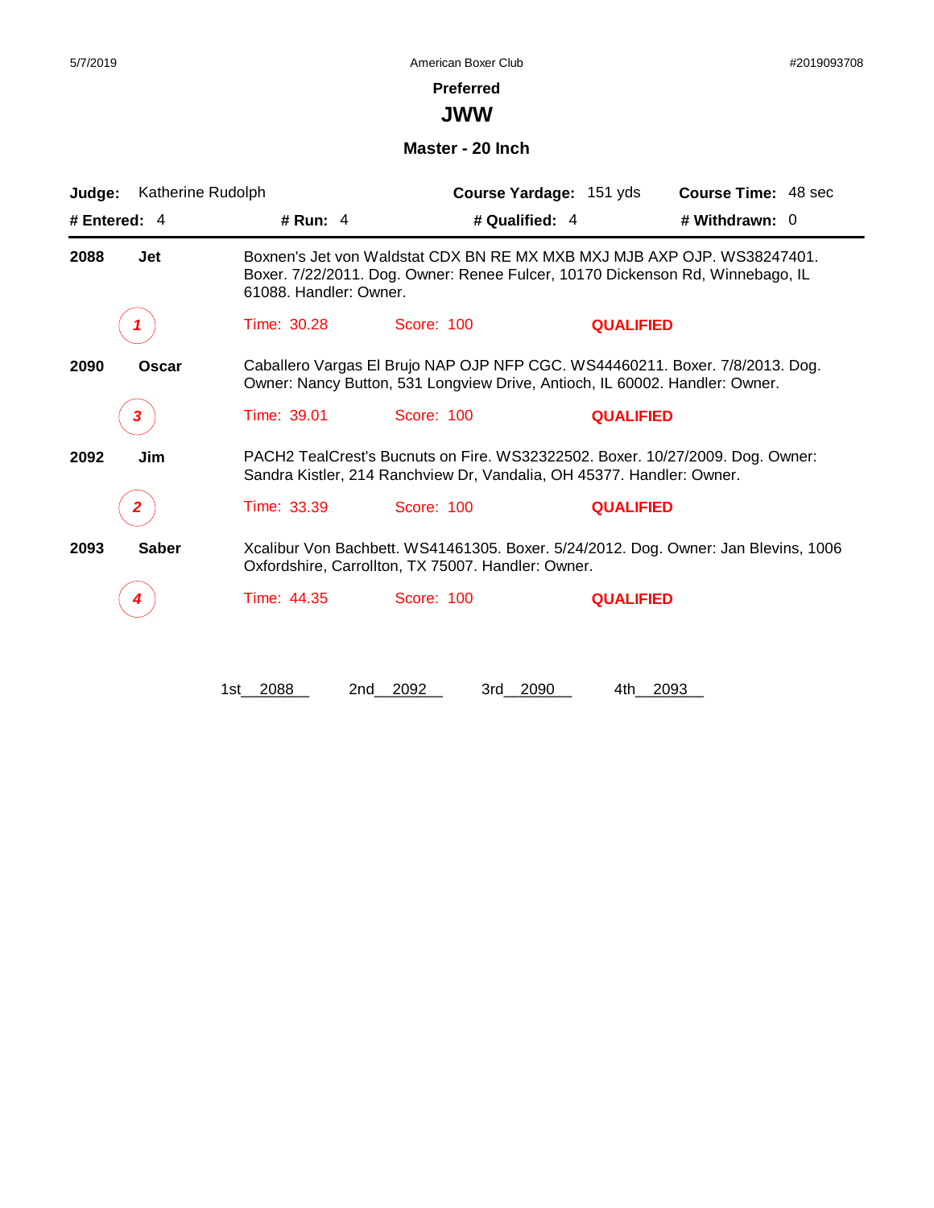## Preferred

# JWW

### Master - 20 Inch

**Judge:** Katherine Rudolph **Course Yardage:** 151 yds **Course Time:** 48 sec

**# Entered:** 4 **# Run:** 4 **# Qualified:** 4 **# Withdrawn:** 0

---

**2088** **Jet** — Boxnen's Jet von Waldstat CDX BN RE MX MXB MXJ MJB AXP OJP. WS38247401. Boxer. 7/22/2011. Dog. Owner: Renee Fulcer, 10170 Dickenson Rd, Winnebago, IL 61088. Handler: Owner.

*1* — Time: 30.28 — Score: 100 — **QUALIFIED**

**2090** **Oscar** — Caballero Vargas El Brujo NAP OJP NFP CGC. WS44460211. Boxer. 7/8/2013. Dog. Owner: Nancy Button, 531 Longview Drive, Antioch, IL 60002. Handler: Owner.

*3* — Time: 39.01 — Score: 100 — **QUALIFIED**

**2092** **Jim** — PACH2 TealCrest's Bucnuts on Fire. WS32322502. Boxer. 10/27/2009. Dog. Owner: Sandra Kistler, 214 Ranchview Dr, Vandalia, OH 45377. Handler: Owner.

*2* — Time: 33.39 — Score: 100 — **QUALIFIED**

**2093** **Saber** — Xcalibur Von Bachbett. WS41461305. Boxer. 5/24/2012. Dog. Owner: Jan Blevins, 1006 Oxfordshire, Carrollton, TX 75007. Handler: Owner.

*4* — Time: 44.35 — Score: 100 — **QUALIFIED**

1st 2088 2nd 2092 3rd 2090 4th 2093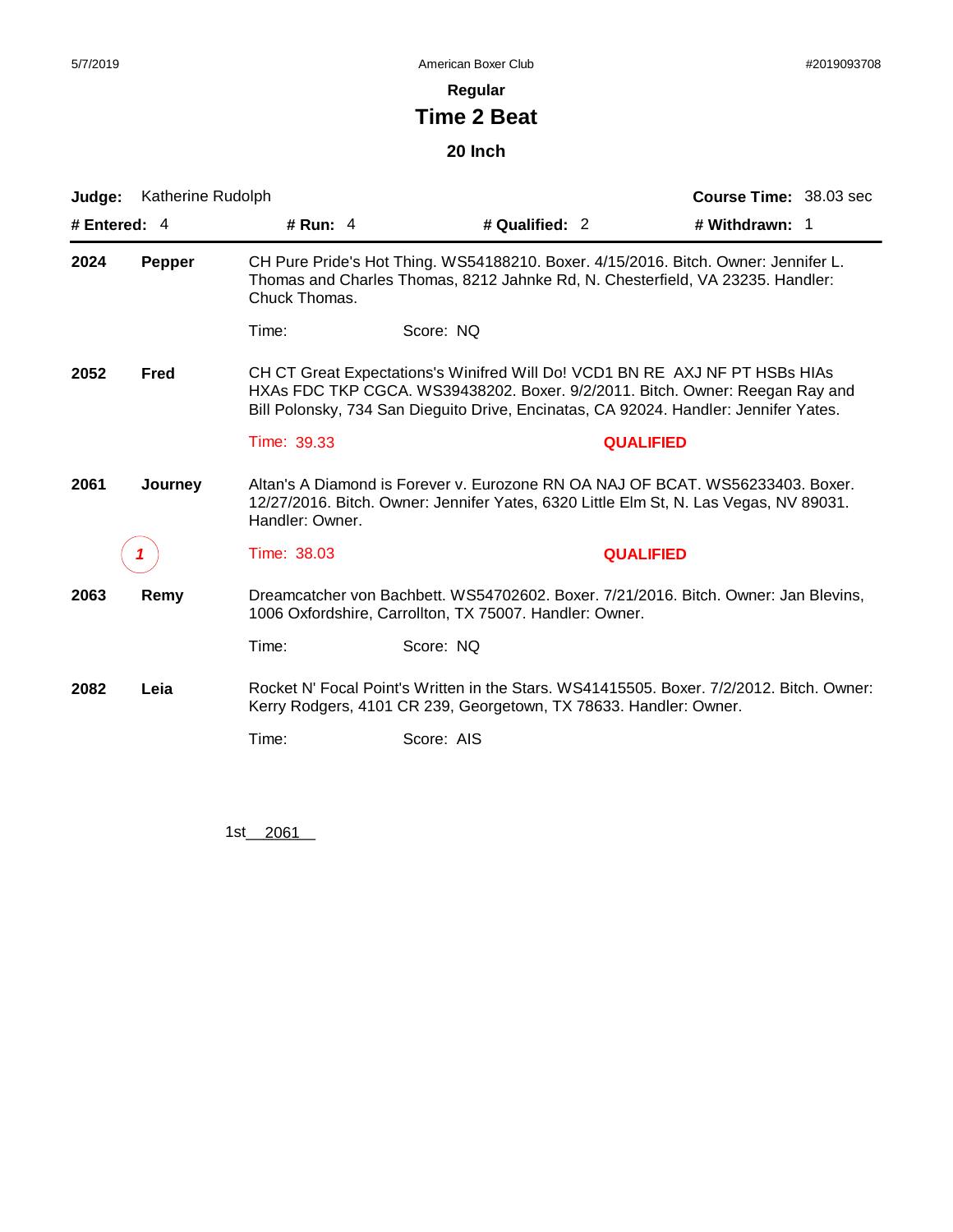5/7/2019 American Boxer Club #2019093708

### Regular

# Time 2 Beat

### 20 Inch

**Judge:** Katherine Rudolph **Course Time:** 38.03 sec

**# Entered:** 4 **# Run:** 4 **# Qualified:** 2 **# Withdrawn:** 1

---

**2024** **Pepper**

CH Pure Pride's Hot Thing. WS54188210. Boxer. 4/15/2016. Bitch. Owner: Jennifer L. Thomas and Charles Thomas, 8212 Jahnke Rd, N. Chesterfield, VA 23235. Handler: Chuck Thomas.

Time: Score: NQ

**2052** **Fred**

CH CT Great Expectations's Winifred Will Do! VCD1 BN RE AXJ NF PT HSBs HIAs HXAs FDC TKP CGCA. WS39438202. Boxer. 9/2/2011. Bitch. Owner: Reegan Ray and Bill Polonsky, 734 San Dieguito Drive, Encinatas, CA 92024. Handler: Jennifer Yates.

Time: 39.33 **QUALIFIED**

**2061** **Journey**

Altan's A Diamond is Forever v. Eurozone RN OA NAJ OF BCAT. WS56233403. Boxer. 12/27/2016. Bitch. Owner: Jennifer Yates, 6320 Little Elm St, N. Las Vegas, NV 89031. Handler: Owner.

*1* Time: 38.03 **QUALIFIED**

**2063** **Remy**

Dreamcatcher von Bachbett. WS54702602. Boxer. 7/21/2016. Bitch. Owner: Jan Blevins, 1006 Oxfordshire, Carrollton, TX 75007. Handler: Owner.

Time: Score: NQ

**2082** **Leia**

Rocket N' Focal Point's Written in the Stars. WS41415505. Boxer. 7/2/2012. Bitch. Owner: Kerry Rodgers, 4101 CR 239, Georgetown, TX 78633. Handler: Owner.

Time: Score: AIS

1st 2061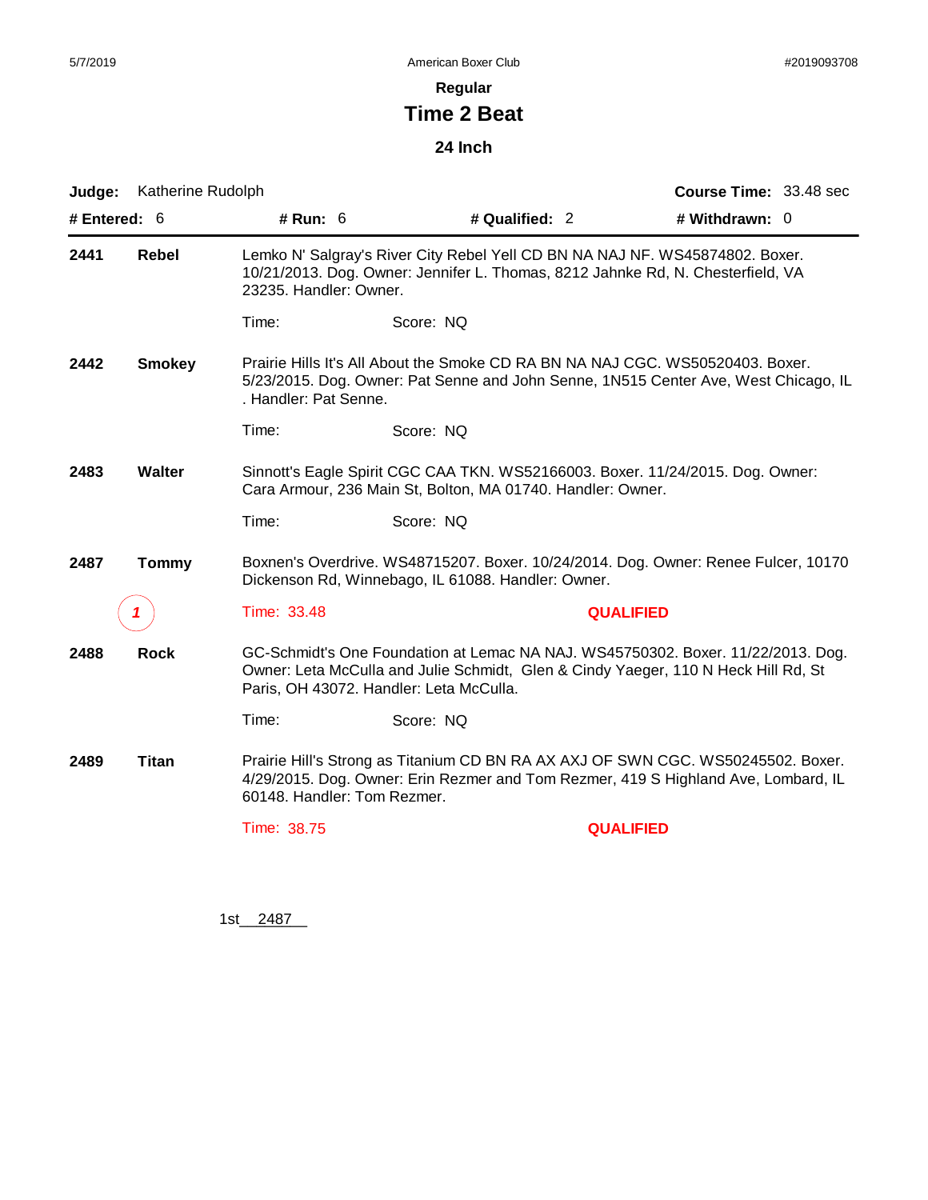## Regular

# Time 2 Beat

### 24 Inch

**Judge:** Katherine Rudolph **Course Time:** 33.48 sec

**# Entered:** 6 **# Run:** 6 **# Qualified:** 2 **# Withdrawn:** 0

---

**2441** **Rebel**

Lemko N' Salgray's River City Rebel Yell CD BN NA NAJ NF. WS45874802. Boxer. 10/21/2013. Dog. Owner: Jennifer L. Thomas, 8212 Jahnke Rd, N. Chesterfield, VA 23235. Handler: Owner.

Time: Score: NQ

**2442** **Smokey**

Prairie Hills It's All About the Smoke CD RA BN NA NAJ CGC. WS50520403. Boxer. 5/23/2015. Dog. Owner: Pat Senne and John Senne, 1N515 Center Ave, West Chicago, IL . Handler: Pat Senne.

Time: Score: NQ

**2483** **Walter**

Sinnott's Eagle Spirit CGC CAA TKN. WS52166003. Boxer. 11/24/2015. Dog. Owner: Cara Armour, 236 Main St, Bolton, MA 01740. Handler: Owner.

Time: Score: NQ

**2487** **Tommy**

Boxnen's Overdrive. WS48715207. Boxer. 10/24/2014. Dog. Owner: Renee Fulcer, 10170 Dickenson Rd, Winnebago, IL 61088. Handler: Owner.

*1* Time: 33.48 **QUALIFIED**

**2488** **Rock**

GC-Schmidt's One Foundation at Lemac NA NAJ. WS45750302. Boxer. 11/22/2013. Dog. Owner: Leta McCulla and Julie Schmidt, Glen & Cindy Yaeger, 110 N Heck Hill Rd, St Paris, OH 43072. Handler: Leta McCulla.

Time: Score: NQ

**2489** **Titan**

Prairie Hill's Strong as Titanium CD BN RA AX AXJ OF SWN CGC. WS50245502. Boxer. 4/29/2015. Dog. Owner: Erin Rezmer and Tom Rezmer, 419 S Highland Ave, Lombard, IL 60148. Handler: Tom Rezmer.

Time: 38.75 **QUALIFIED**

1st 2487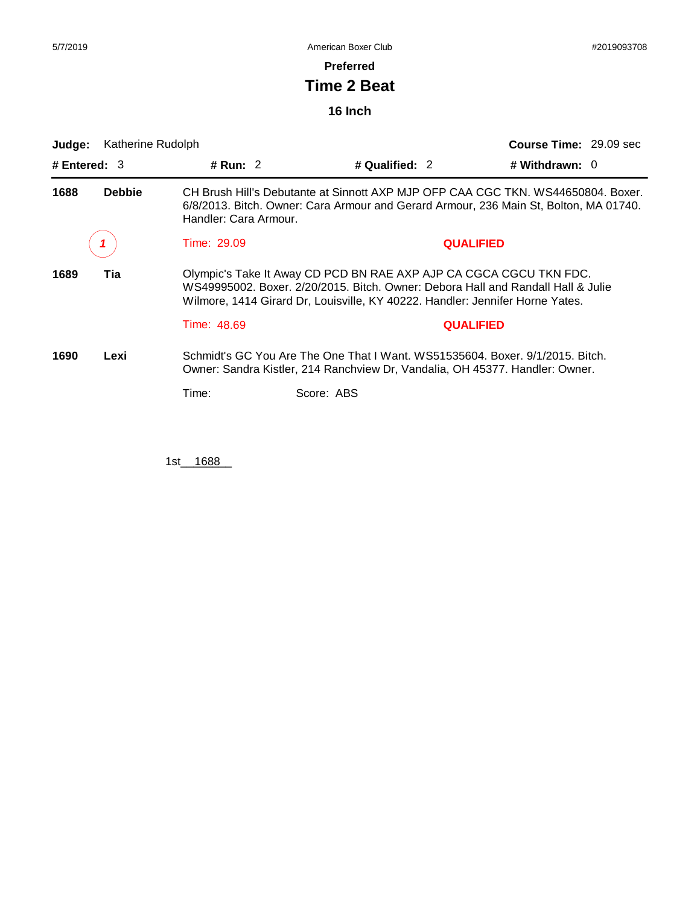**Preferred**

# Time 2 Beat

**16 Inch**

**Judge:** Katherine Rudolph **Course Time:** 29.09 sec

**# Entered:** 3 **# Run:** 2 **# Qualified:** 2 **# Withdrawn:** 0

---

**1688 Debbie**

CH Brush Hill's Debutante at Sinnott AXP MJP OFP CAA CGC TKN. WS44650804. Boxer. 6/8/2013. Bitch. Owner: Cara Armour and Gerard Armour, 236 Main St, Bolton, MA 01740. Handler: Cara Armour.

*1* Time: 29.09 **QUALIFIED**

**1689 Tia**

Olympic's Take It Away CD PCD BN RAE AXP AJP CA CGCA CGCU TKN FDC. WS49995002. Boxer. 2/20/2015. Bitch. Owner: Debora Hall and Randall Hall & Julie Wilmore, 1414 Girard Dr, Louisville, KY 40222. Handler: Jennifer Horne Yates.

Time: 48.69 **QUALIFIED**

**1690 Lexi**

Schmidt's GC You Are The One That I Want. WS51535604. Boxer. 9/1/2015. Bitch. Owner: Sandra Kistler, 214 Ranchview Dr, Vandalia, OH 45377. Handler: Owner.

Time: Score: ABS

1st 1688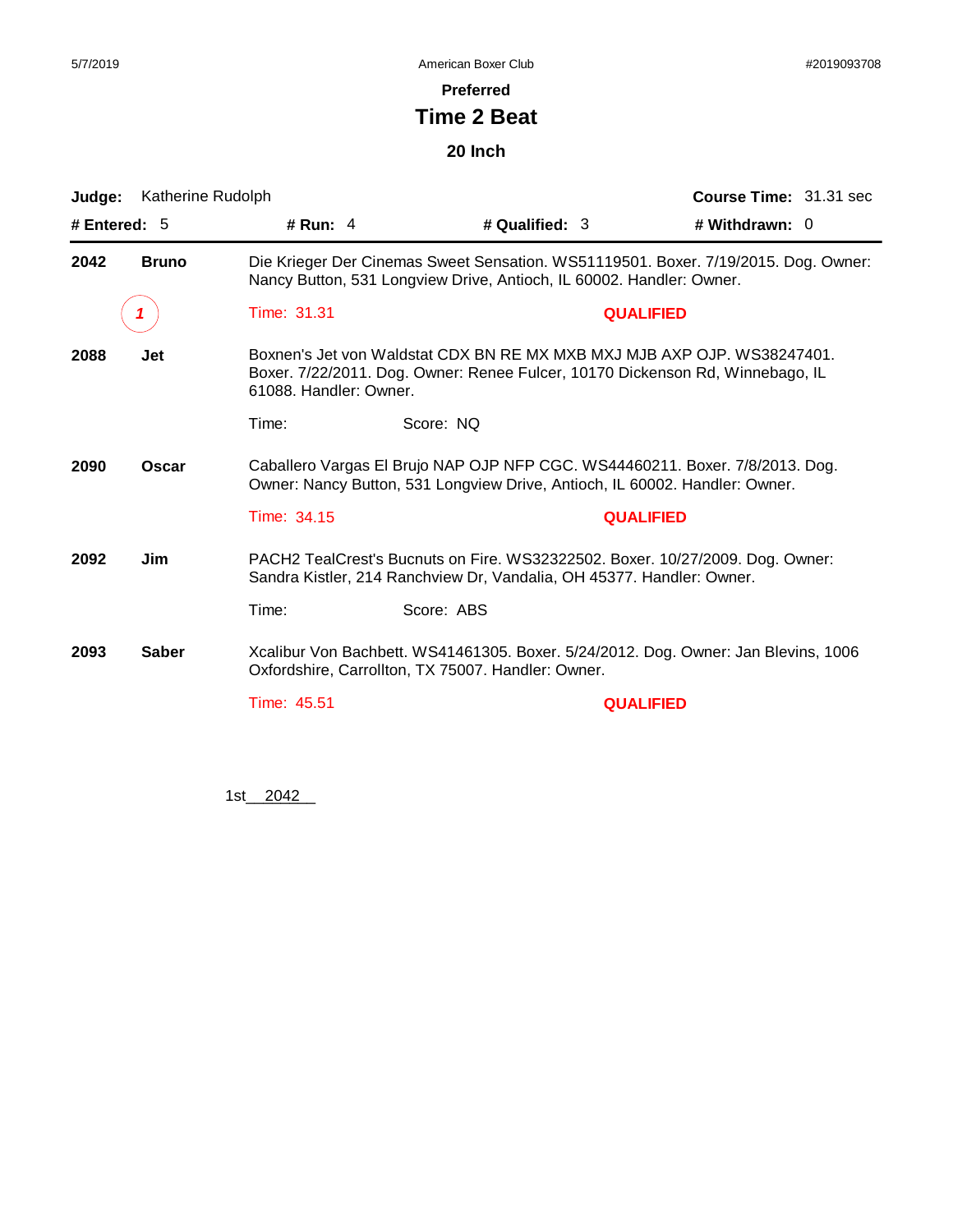**Preferred**

# Time 2 Beat

**20 Inch**

**Judge:** Katherine Rudolph | **Course Time:** 31.31 sec

**# Entered:** 5 | **# Run:** 4 | **# Qualified:** 3 | **# Withdrawn:** 0

---

**2042 Bruno**
Die Krieger Der Cinemas Sweet Sensation. WS51119501. Boxer. 7/19/2015. Dog. Owner: Nancy Button, 531 Longview Drive, Antioch, IL 60002. Handler: Owner.

1 — Time: 31.31 — **QUALIFIED**

**2088 Jet**
Boxnen's Jet von Waldstat CDX BN RE MX MXB MXJ MJB AXP OJP. WS38247401. Boxer. 7/22/2011. Dog. Owner: Renee Fulcer, 10170 Dickenson Rd, Winnebago, IL 61088. Handler: Owner.

Time: — Score: NQ

**2090 Oscar**
Caballero Vargas El Brujo NAP OJP NFP CGC. WS44460211. Boxer. 7/8/2013. Dog. Owner: Nancy Button, 531 Longview Drive, Antioch, IL 60002. Handler: Owner.

Time: 34.15 — **QUALIFIED**

**2092 Jim**
PACH2 TealCrest's Bucnuts on Fire. WS32322502. Boxer. 10/27/2009. Dog. Owner: Sandra Kistler, 214 Ranchview Dr, Vandalia, OH 45377. Handler: Owner.

Time: — Score: ABS

**2093 Saber**
Xcalibur Von Bachbett. WS41461305. Boxer. 5/24/2012. Dog. Owner: Jan Blevins, 1006 Oxfordshire, Carrollton, TX 75007. Handler: Owner.

Time: 45.51 — **QUALIFIED**

1st 2042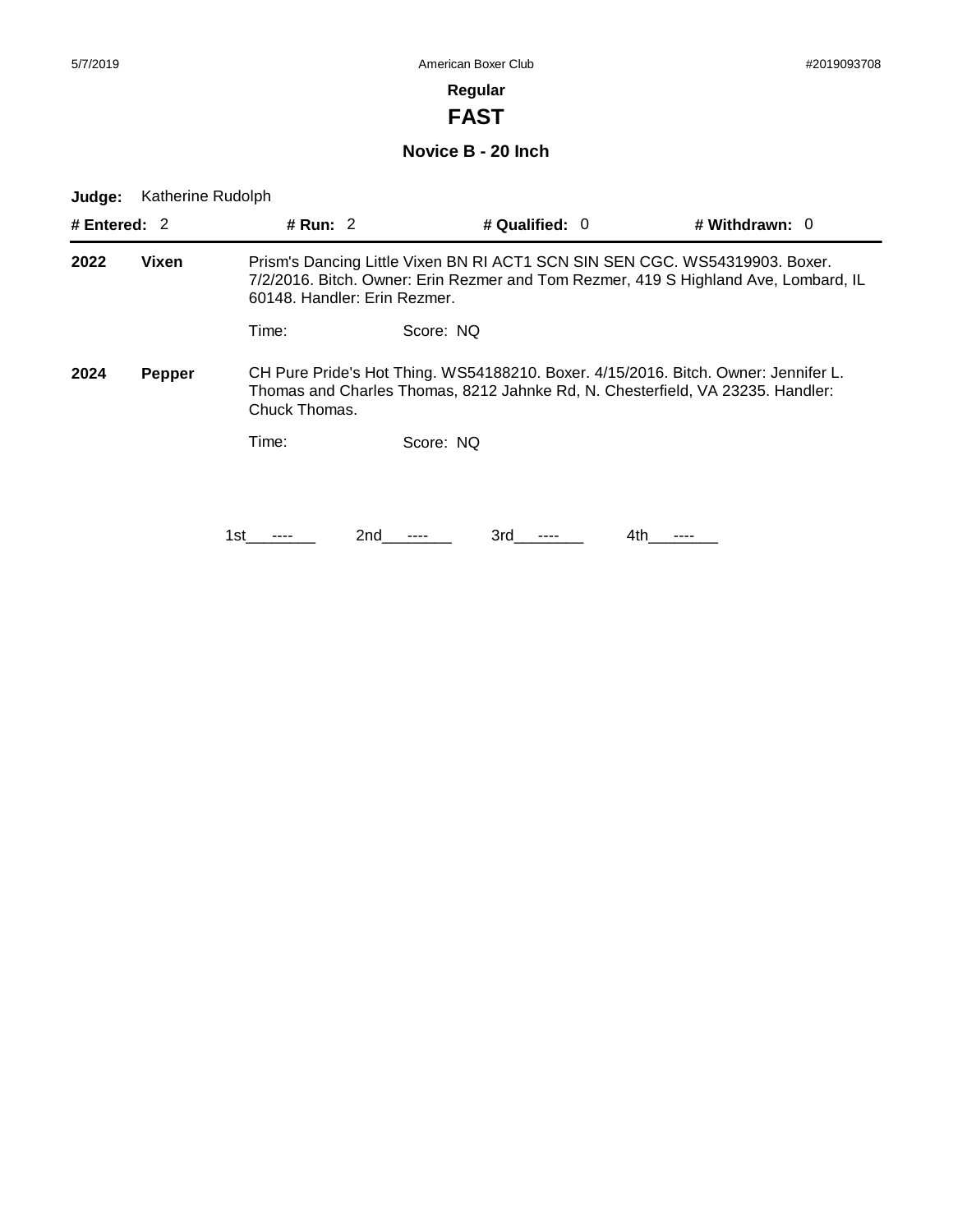**Regular**

# FAST

### Novice B - 20 Inch

**Judge:** Katherine Rudolph

**# Entered:** 2 **# Run:** 2 **# Qualified:** 0 **# Withdrawn:** 0

**2022** **Vixen** Prism's Dancing Little Vixen BN RI ACT1 SCN SIN SEN CGC. WS54319903. Boxer. 7/2/2016. Bitch. Owner: Erin Rezmer and Tom Rezmer, 419 S Highland Ave, Lombard, IL 60148. Handler: Erin Rezmer.

Time: Score: NQ

**2024** **Pepper** CH Pure Pride's Hot Thing. WS54188210. Boxer. 4/15/2016. Bitch. Owner: Jennifer L. Thomas and Charles Thomas, 8212 Jahnke Rd, N. Chesterfield, VA 23235. Handler: Chuck Thomas.

Time: Score: NQ

1st\_\_----\_\_ 2nd\_\_----\_\_ 3rd\_\_----\_\_ 4th\_\_----\_\_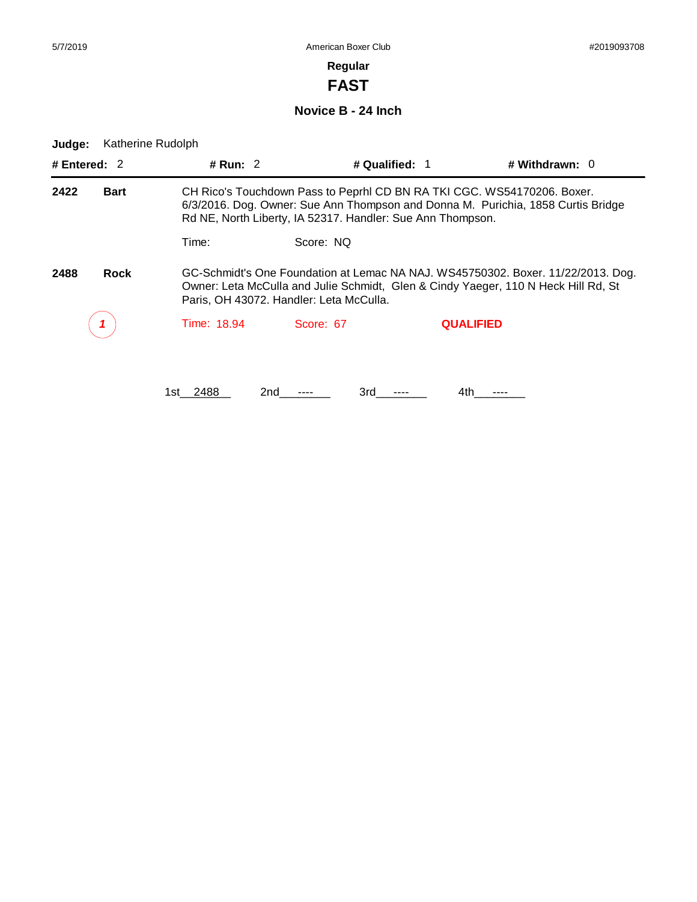**Regular**

# FAST

### Novice B - 24 Inch

**Judge:** Katherine Rudolph

**# Entered:** 2 **# Run:** 2 **# Qualified:** 1 **# Withdrawn:** 0

---

**2422** **Bart**

CH Rico's Touchdown Pass to Peprhl CD BN RA TKI CGC. WS54170206. Boxer. 6/3/2016. Dog. Owner: Sue Ann Thompson and Donna M. Purichia, 1858 Curtis Bridge Rd NE, North Liberty, IA 52317. Handler: Sue Ann Thompson.

Time: Score: NQ

**2488** **Rock**

GC-Schmidt's One Foundation at Lemac NA NAJ. WS45750302. Boxer. 11/22/2013. Dog. Owner: Leta McCulla and Julie Schmidt, Glen & Cindy Yaeger, 110 N Heck Hill Rd, St Paris, OH 43072. Handler: Leta McCulla.

*1* Time: 18.94 Score: 67 **QUALIFIED**

1st 2488 2nd ---- 3rd ---- 4th ----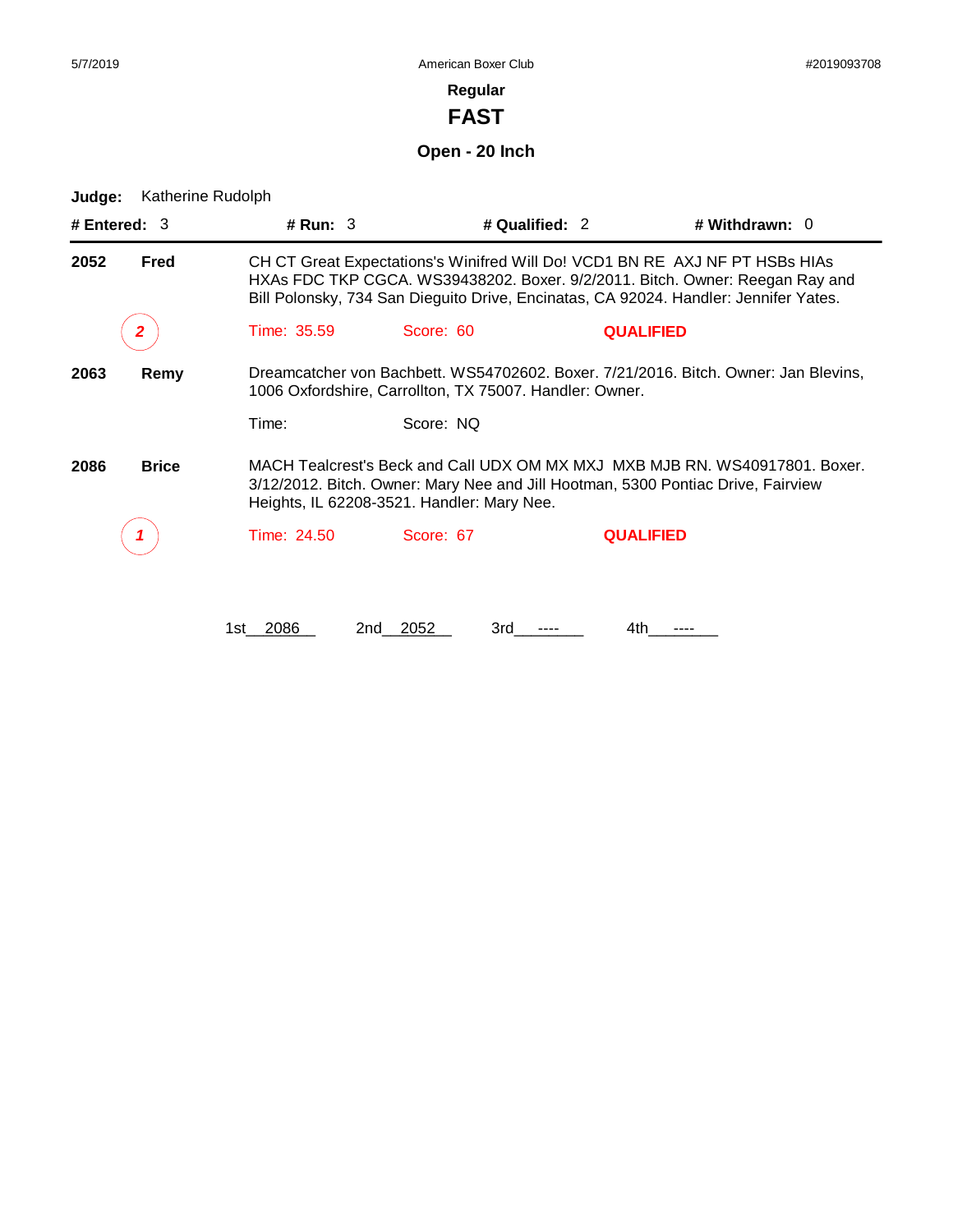5/7/2019 American Boxer Club #2019093708

**Regular**

# FAST

## Open - 20 Inch

**Judge:** Katherine Rudolph

**# Entered:** 3 **# Run:** 3 **# Qualified:** 2 **# Withdrawn:** 0

---

**2052** **Fred**

CH CT Great Expectations's Winifred Will Do! VCD1 BN RE AXJ NF PT HSBs HIAs HXAs FDC TKP CGCA. WS39438202. Boxer. 9/2/2011. Bitch. Owner: Reegan Ray and Bill Polonsky, 734 San Dieguito Drive, Encinatas, CA 92024. Handler: Jennifer Yates.

*2* Time: 35.59 Score: 60 **QUALIFIED**

**2063** **Remy**

Dreamcatcher von Bachbett. WS54702602. Boxer. 7/21/2016. Bitch. Owner: Jan Blevins, 1006 Oxfordshire, Carrollton, TX 75007. Handler: Owner.

Time: Score: NQ

**2086** **Brice**

MACH Tealcrest's Beck and Call UDX OM MX MXJ MXB MJB RN. WS40917801. Boxer. 3/12/2012. Bitch. Owner: Mary Nee and Jill Hootman, 5300 Pontiac Drive, Fairview Heights, IL 62208-3521. Handler: Mary Nee.

*1* Time: 24.50 Score: 67 **QUALIFIED**

1st 2086 2nd 2052 3rd ---- 4th ----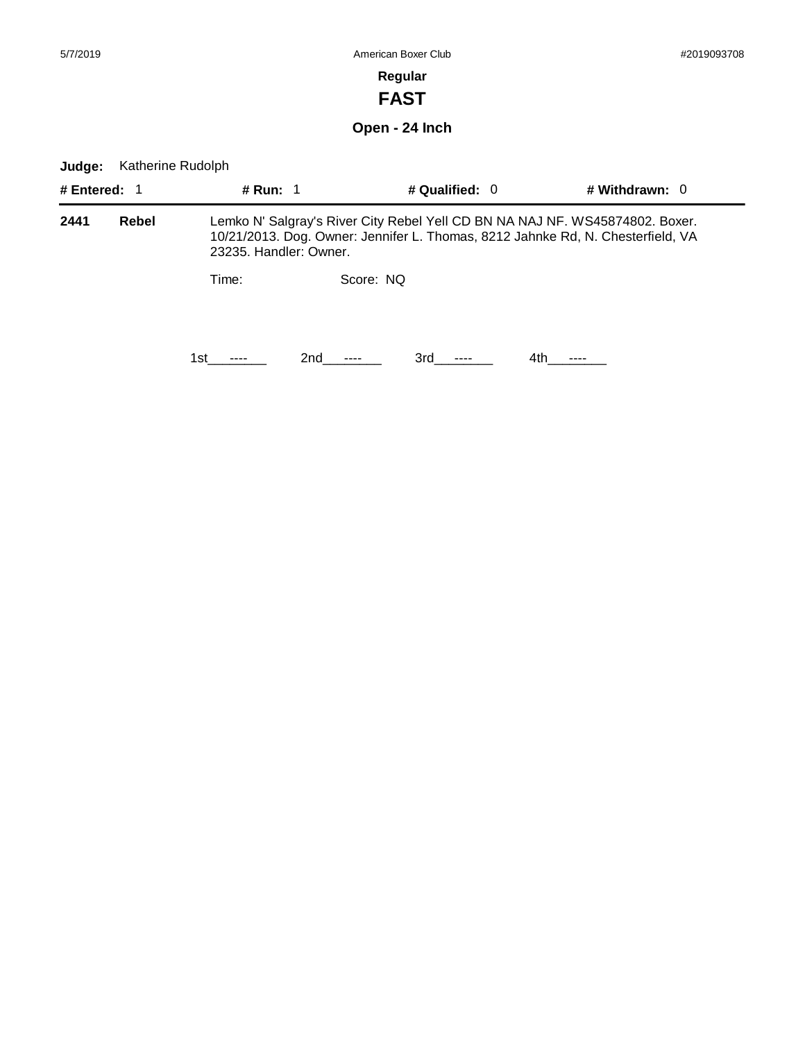**Regular**

# FAST

## Open - 24 Inch

**Judge:** Katherine Rudolph

**# Entered:** 1 **# Run:** 1 **# Qualified:** 0 **# Withdrawn:** 0

**2441** **Rebel** Lemko N' Salgray's River City Rebel Yell CD BN NA NAJ NF. WS45874802. Boxer. 10/21/2013. Dog. Owner: Jennifer L. Thomas, 8212 Jahnke Rd, N. Chesterfield, VA 23235. Handler: Owner.

Time: Score: NQ

1st\_\_\_----\_\_\_ 2nd\_\_\_----\_\_\_ 3rd\_\_\_----\_\_\_ 4th\_\_\_----\_\_\_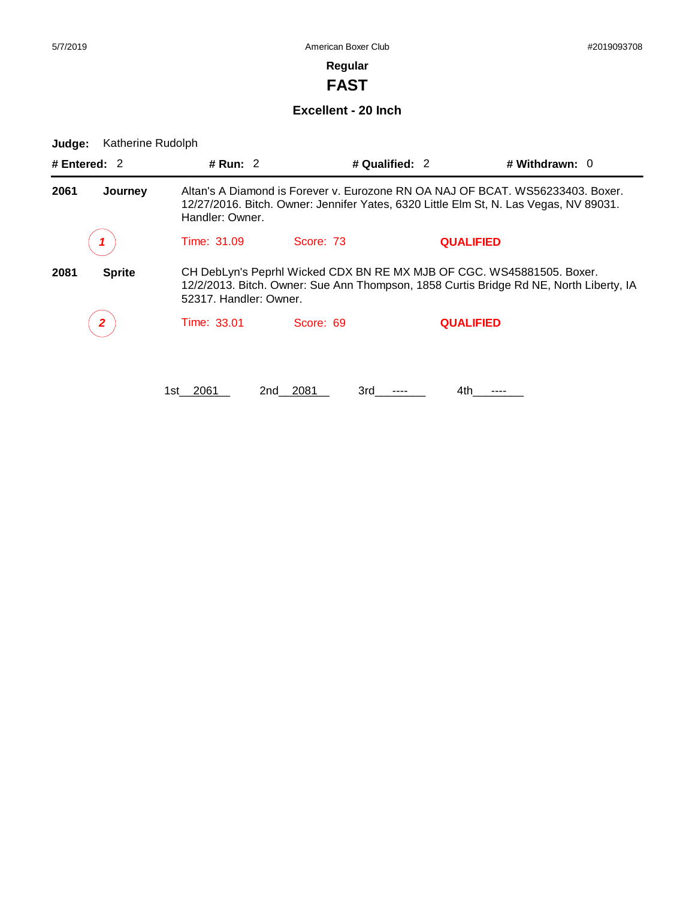5/7/2019 American Boxer Club #2019093708

**Regular**

## FAST

### Excellent - 20 Inch

**Judge:** Katherine Rudolph

**# Entered:** 2 **# Run:** 2 **# Qualified:** 2 **# Withdrawn:** 0

---

**2061** **Journey** Altan's A Diamond is Forever v. Eurozone RN OA NAJ OF BCAT. WS56233403. Boxer. 12/27/2016. Bitch. Owner: Jennifer Yates, 6320 Little Elm St, N. Las Vegas, NV 89031. Handler: Owner.

*1* Time: 31.09 Score: 73 **QUALIFIED**

**2081** **Sprite** CH DebLyn's Peprhl Wicked CDX BN RE MX MJB OF CGC. WS45881505. Boxer. 12/2/2013. Bitch. Owner: Sue Ann Thompson, 1858 Curtis Bridge Rd NE, North Liberty, IA 52317. Handler: Owner.

*2* Time: 33.01 Score: 69 **QUALIFIED**

1st 2061 2nd 2081 3rd ---- 4th ----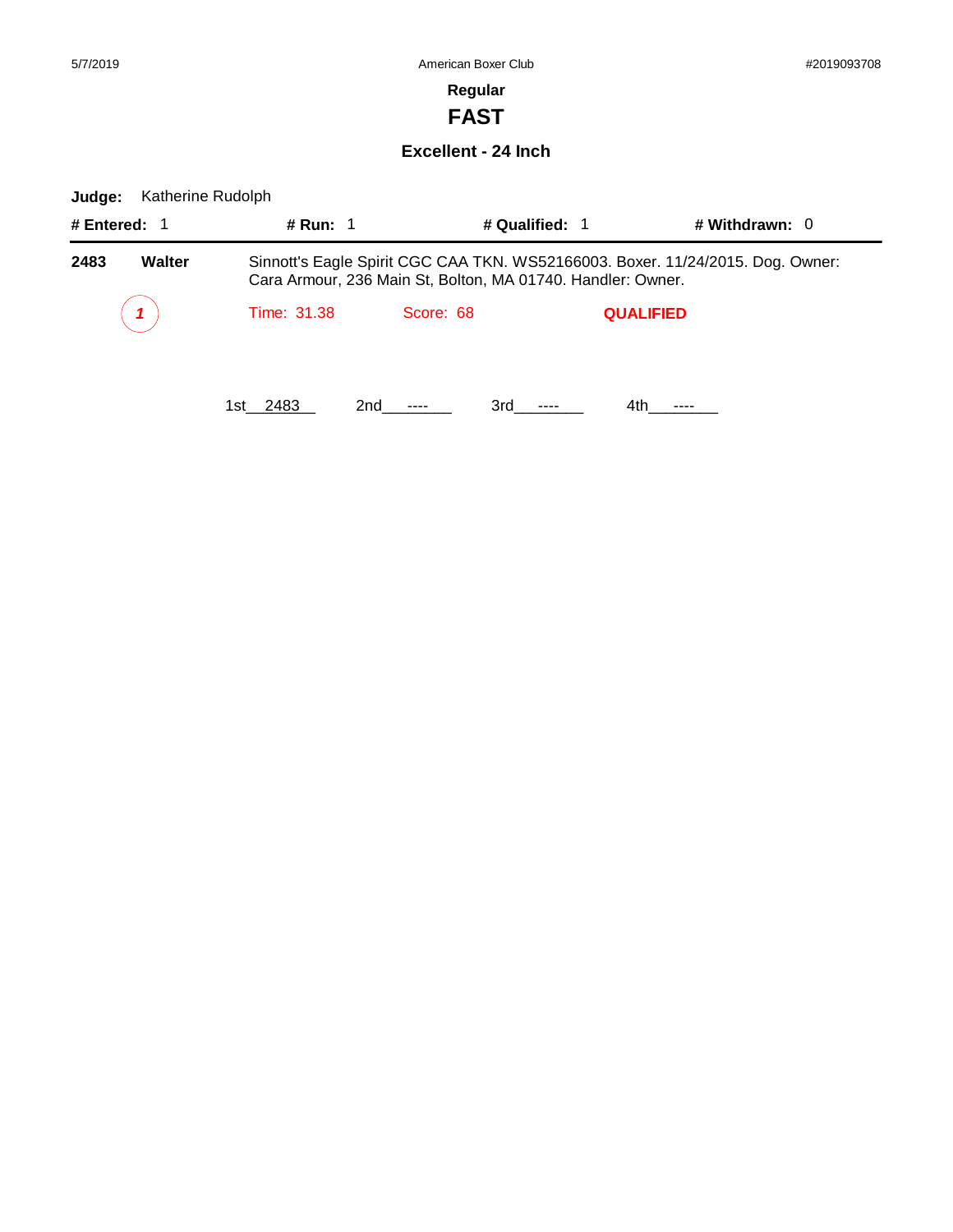5/7/2019 American Boxer Club #2019093708

## Regular

# FAST

### Excellent - 24 Inch

**Judge:** Katherine Rudolph

**# Entered:** 1 **# Run:** 1 **# Qualified:** 1 **# Withdrawn:** 0

---

**2483** **Walter** Sinnott's Eagle Spirit CGC CAA TKN. WS52166003. Boxer. 11/24/2015. Dog. Owner: Cara Armour, 236 Main St, Bolton, MA 01740. Handler: Owner.

*1* Time: 31.38 Score: 68 **QUALIFIED**

1st 2483 2nd ---- 3rd ---- 4th ----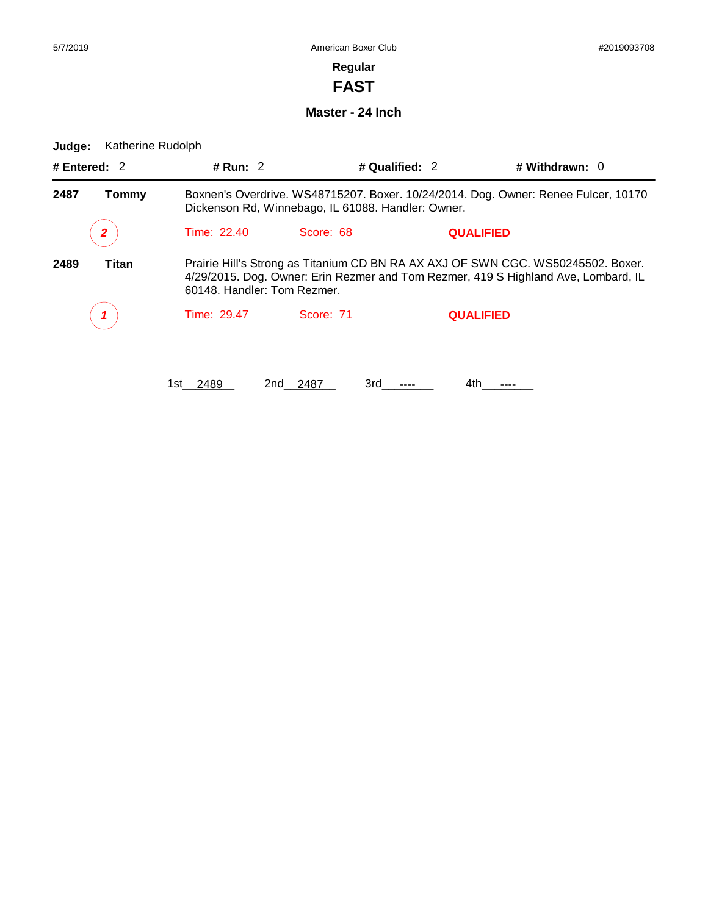**Regular**

# FAST

## Master - 24 Inch

**Judge:** Katherine Rudolph

**# Entered:** 2 **# Run:** 2 **# Qualified:** 2 **# Withdrawn:** 0

---

**2487** **Tommy**

Boxnen's Overdrive. WS48715207. Boxer. 10/24/2014. Dog. Owner: Renee Fulcer, 10170 Dickenson Rd, Winnebago, IL 61088. Handler: Owner.

*2* Time: 22.40 Score: 68 **QUALIFIED**

**2489** **Titan**

Prairie Hill's Strong as Titanium CD BN RA AX AXJ OF SWN CGC. WS50245502. Boxer. 4/29/2015. Dog. Owner: Erin Rezmer and Tom Rezmer, 419 S Highland Ave, Lombard, IL 60148. Handler: Tom Rezmer.

*1* Time: 29.47 Score: 71 **QUALIFIED**

1st 2489 2nd 2487 3rd ---- 4th ----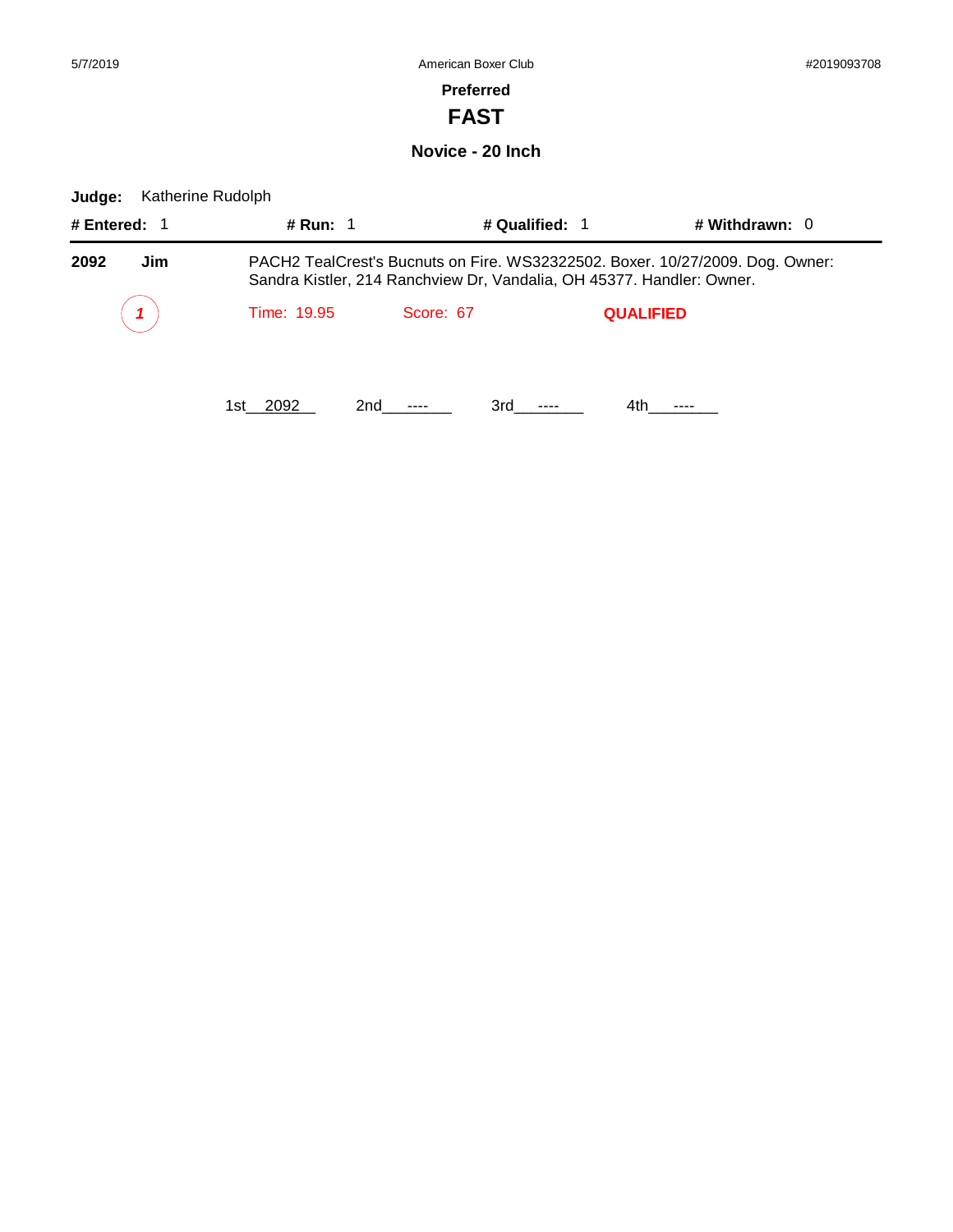5/7/2019 American Boxer Club #2019093708

## Preferred

# FAST

### Novice - 20 Inch

**Judge:** Katherine Rudolph

**# Entered:** 1 **# Run:** 1 **# Qualified:** 1 **# Withdrawn:** 0

**2092** **Jim** PACH2 TealCrest's Bucnuts on Fire. WS32322502. Boxer. 10/27/2009. Dog. Owner: Sandra Kistler, 214 Ranchview Dr, Vandalia, OH 45377. Handler: Owner.

*1* Time: 19.95 Score: 67 **QUALIFIED**

1st 2092 2nd ---- 3rd ---- 4th ----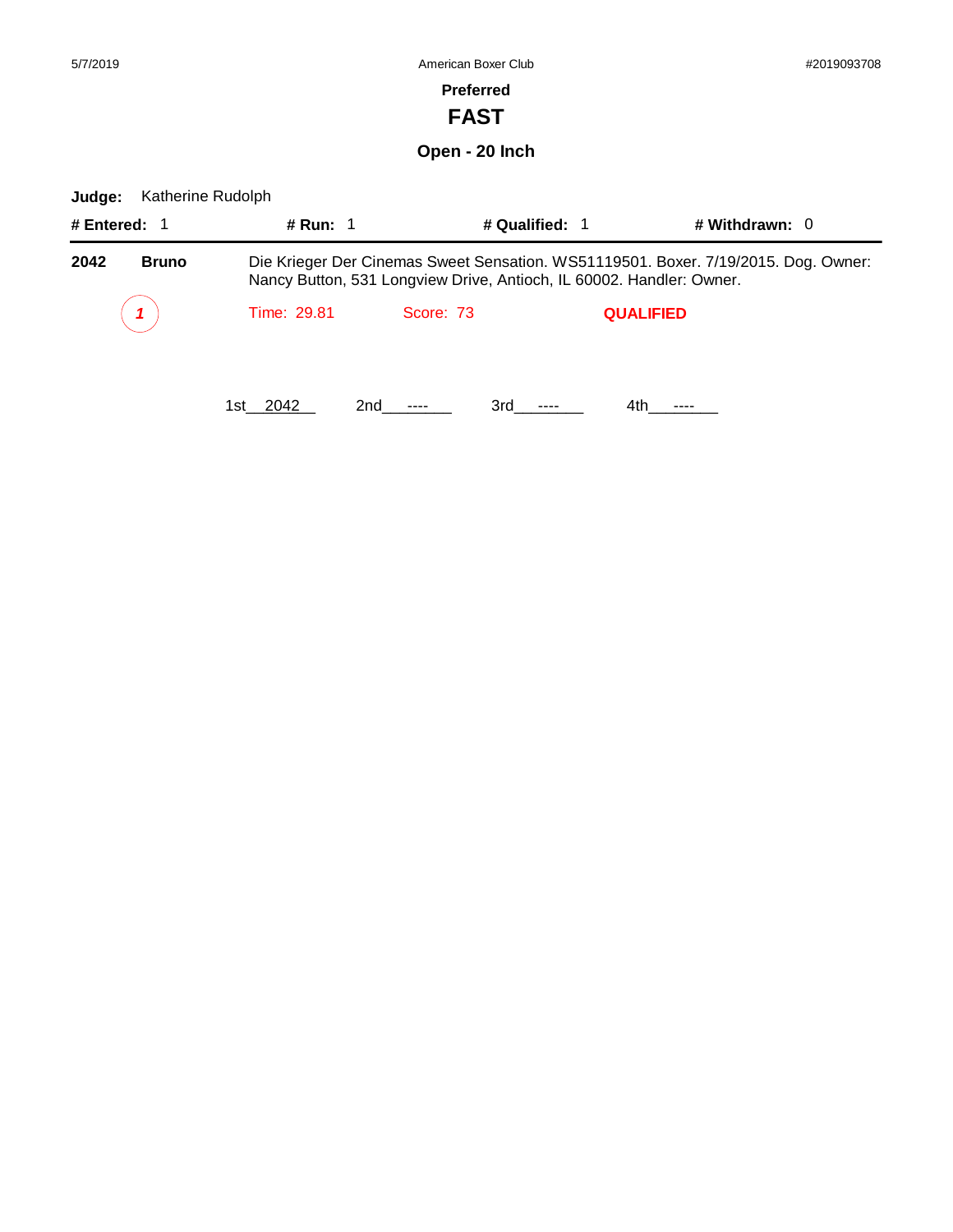5/7/2019 American Boxer Club #2019093708

**Preferred**

# FAST

## Open - 20 Inch

**Judge:** Katherine Rudolph

**# Entered:** 1 **# Run:** 1 **# Qualified:** 1 **# Withdrawn:** 0

---

**2042** **Bruno** Die Krieger Der Cinemas Sweet Sensation. WS51119501. Boxer. 7/19/2015. Dog. Owner: Nancy Button, 531 Longview Drive, Antioch, IL 60002. Handler: Owner.

*1* Time: 29.81 Score: 73 **QUALIFIED**

1st 2042 2nd ---- 3rd ---- 4th ----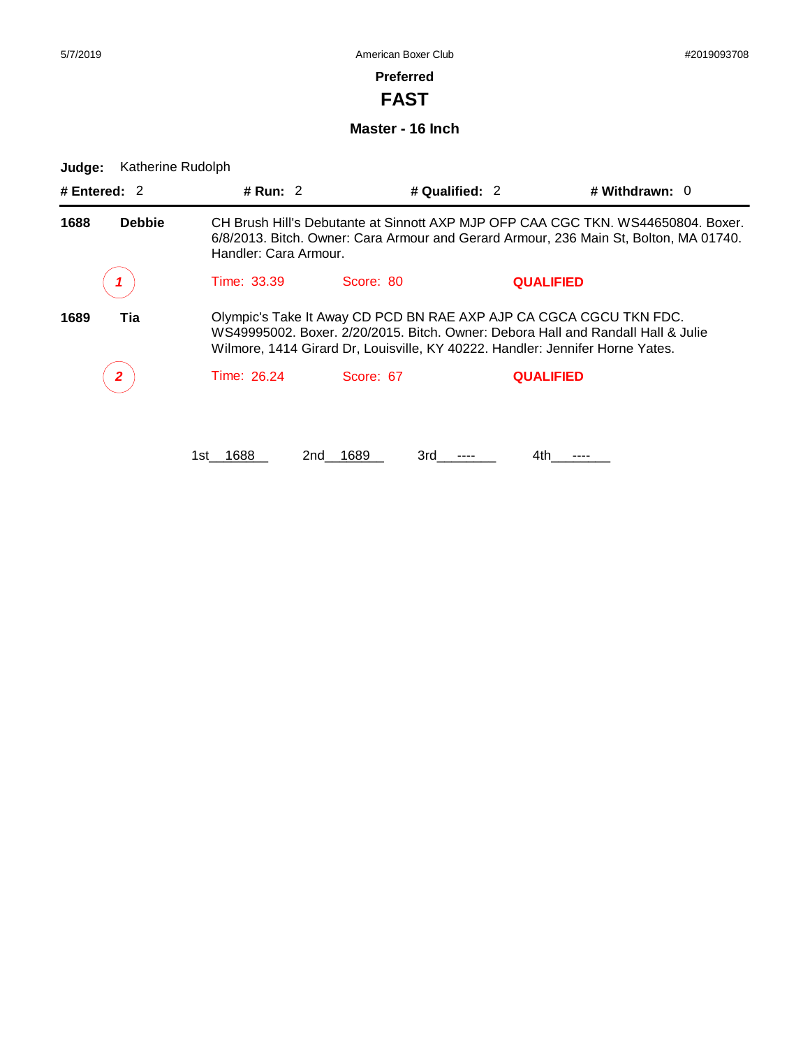5/7/2019 American Boxer Club #2019093708

## Preferred

# FAST

### Master - 16 Inch

**Judge:** Katherine Rudolph

**# Entered:** 2 **# Run:** 2 **# Qualified:** 2 **# Withdrawn:** 0

**1688** **Debbie** CH Brush Hill's Debutante at Sinnott AXP MJP OFP CAA CGC TKN. WS44650804. Boxer. 6/8/2013. Bitch. Owner: Cara Armour and Gerard Armour, 236 Main St, Bolton, MA 01740. Handler: Cara Armour.

*1* Time: 33.39 Score: 80 **QUALIFIED**

**1689** **Tia** Olympic's Take It Away CD PCD BN RAE AXP AJP CA CGCA CGCU TKN FDC. WS49995002. Boxer. 2/20/2015. Bitch. Owner: Debora Hall and Randall Hall & Julie Wilmore, 1414 Girard Dr, Louisville, KY 40222. Handler: Jennifer Horne Yates.

*2* Time: 26.24 Score: 67 **QUALIFIED**

1st 1688 2nd 1689 3rd ---- 4th ----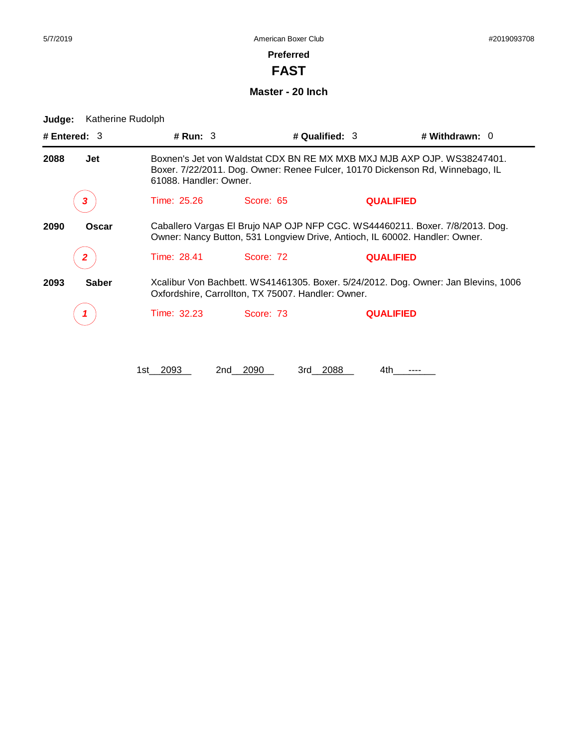## Preferred

# FAST

### Master - 20 Inch

**Judge:** Katherine Rudolph

**# Entered:** 3 **# Run:** 3 **# Qualified:** 3 **# Withdrawn:** 0

---

**2088** **Jet** Boxnen's Jet von Waldstat CDX BN RE MX MXB MXJ MJB AXP OJP. WS38247401. Boxer. 7/22/2011. Dog. Owner: Renee Fulcer, 10170 Dickenson Rd, Winnebago, IL 61088. Handler: Owner.

*3* Time: 25.26 Score: 65 **QUALIFIED**

**2090** **Oscar** Caballero Vargas El Brujo NAP OJP NFP CGC. WS44460211. Boxer. 7/8/2013. Dog. Owner: Nancy Button, 531 Longview Drive, Antioch, IL 60002. Handler: Owner.

*2* Time: 28.41 Score: 72 **QUALIFIED**

**2093** **Saber** Xcalibur Von Bachbett. WS41461305. Boxer. 5/24/2012. Dog. Owner: Jan Blevins, 1006 Oxfordshire, Carrollton, TX 75007. Handler: Owner.

*1* Time: 32.23 Score: 73 **QUALIFIED**

1st 2093 2nd 2090 3rd 2088 4th ----